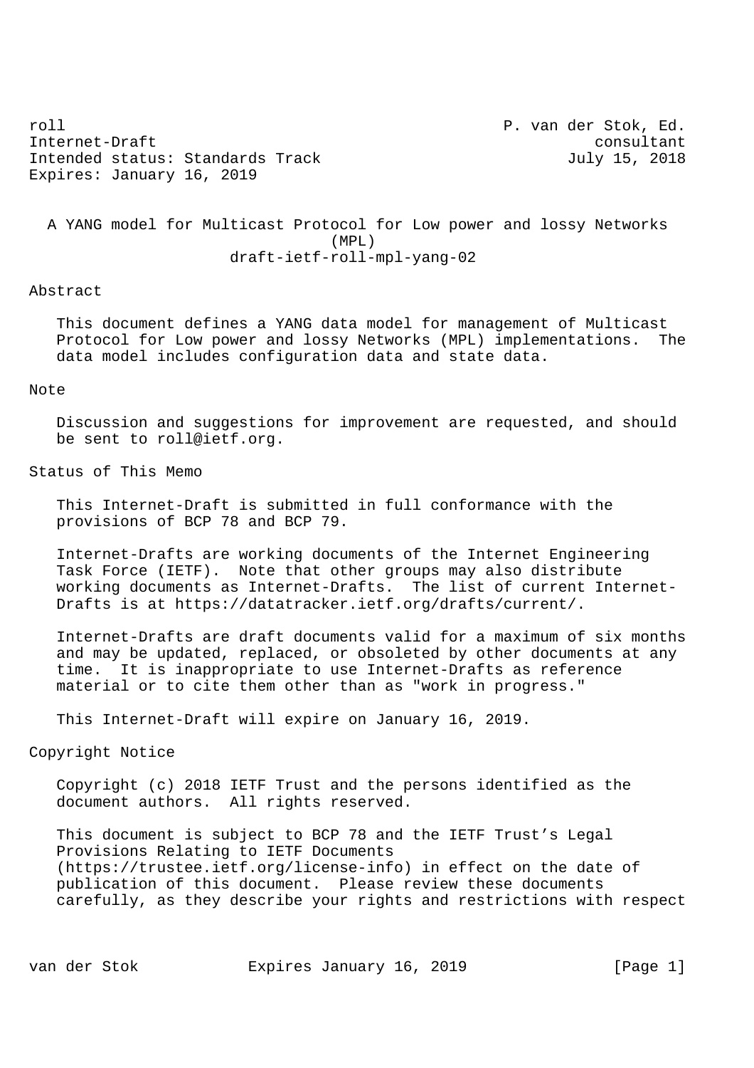roll — P. van der Stok, Ed.
Internet-Draft — consultant
Intended status: Standards Track — July 15, 2018
Expires: January 16, 2019

# A YANG model for Multicast Protocol for Low power and lossy Networks (MPL)

draft-ietf-roll-mpl-yang-02

## Abstract

This document defines a YANG data model for management of Multicast Protocol for Low power and lossy Networks (MPL) implementations. The data model includes configuration data and state data.

## Note

Discussion and suggestions for improvement are requested, and should be sent to roll@ietf.org.

## Status of This Memo

This Internet-Draft is submitted in full conformance with the provisions of BCP 78 and BCP 79.

Internet-Drafts are working documents of the Internet Engineering Task Force (IETF). Note that other groups may also distribute working documents as Internet-Drafts. The list of current Internet-Drafts is at https://datatracker.ietf.org/drafts/current/.

Internet-Drafts are draft documents valid for a maximum of six months and may be updated, replaced, or obsoleted by other documents at any time. It is inappropriate to use Internet-Drafts as reference material or to cite them other than as "work in progress."

This Internet-Draft will expire on January 16, 2019.

## Copyright Notice

Copyright (c) 2018 IETF Trust and the persons identified as the document authors. All rights reserved.

This document is subject to BCP 78 and the IETF Trust's Legal Provisions Relating to IETF Documents (https://trustee.ietf.org/license-info) in effect on the date of publication of this document. Please review these documents carefully, as they describe your rights and restrictions with respect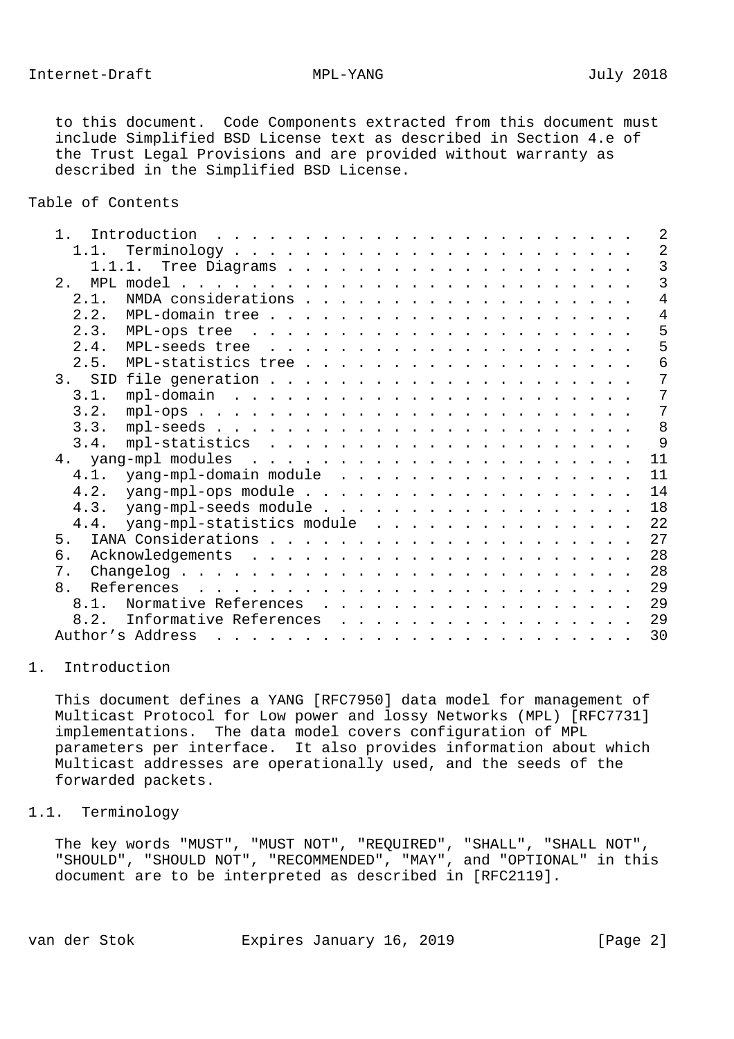to this document. Code Components extracted from this document must include Simplified BSD License text as described in Section 4.e of the Trust Legal Provisions and are provided without warranty as described in the Simplified BSD License.

Table of Contents

```
   1.  Introduction  . . . . . . . . . . . . . . . . . . . . . . . .   2
     1.1.  Terminology . . . . . . . . . . . . . . . . . . . . . . .   2
       1.1.1.  Tree Diagrams . . . . . . . . . . . . . . . . . . . .   3
   2.  MPL model . . . . . . . . . . . . . . . . . . . . . . . . . .   3
     2.1.  NMDA considerations . . . . . . . . . . . . . . . . . . .   4
     2.2.  MPL-domain tree . . . . . . . . . . . . . . . . . . . . .   4
     2.3.  MPL-ops tree  . . . . . . . . . . . . . . . . . . . . . .   5
     2.4.  MPL-seeds tree  . . . . . . . . . . . . . . . . . . . . .   5
     2.5.  MPL-statistics tree . . . . . . . . . . . . . . . . . . .   6
   3.  SID file generation . . . . . . . . . . . . . . . . . . . . .   7
     3.1.  mpl-domain  . . . . . . . . . . . . . . . . . . . . . . .   7
     3.2.  mpl-ops . . . . . . . . . . . . . . . . . . . . . . . . .   7
     3.3.  mpl-seeds . . . . . . . . . . . . . . . . . . . . . . . .   8
     3.4.  mpl-statistics  . . . . . . . . . . . . . . . . . . . . .   9
   4.  yang-mpl modules  . . . . . . . . . . . . . . . . . . . . . .  11
     4.1.  yang-mpl-domain module  . . . . . . . . . . . . . . . . .  11
     4.2.  yang-mpl-ops module . . . . . . . . . . . . . . . . . . .  14
     4.3.  yang-mpl-seeds module . . . . . . . . . . . . . . . . . .  18
     4.4.  yang-mpl-statistics module  . . . . . . . . . . . . . . .  22
   5.  IANA Considerations . . . . . . . . . . . . . . . . . . . . .  27
   6.  Acknowledgements  . . . . . . . . . . . . . . . . . . . . . .  28
   7.  Changelog . . . . . . . . . . . . . . . . . . . . . . . . . .  28
   8.  References  . . . . . . . . . . . . . . . . . . . . . . . . .  29
     8.1.  Normative References  . . . . . . . . . . . . . . . . . .  29
     8.2.  Informative References  . . . . . . . . . . . . . . . . .  29
   Author's Address  . . . . . . . . . . . . . . . . . . . . . . . .  30
```

## 1. Introduction

This document defines a YANG [RFC7950] data model for management of Multicast Protocol for Low power and lossy Networks (MPL) [RFC7731] implementations. The data model covers configuration of MPL parameters per interface. It also provides information about which Multicast addresses are operationally used, and the seeds of the forwarded packets.

### 1.1. Terminology

The key words "MUST", "MUST NOT", "REQUIRED", "SHALL", "SHALL NOT", "SHOULD", "SHOULD NOT", "RECOMMENDED", "MAY", and "OPTIONAL" in this document are to be interpreted as described in [RFC2119].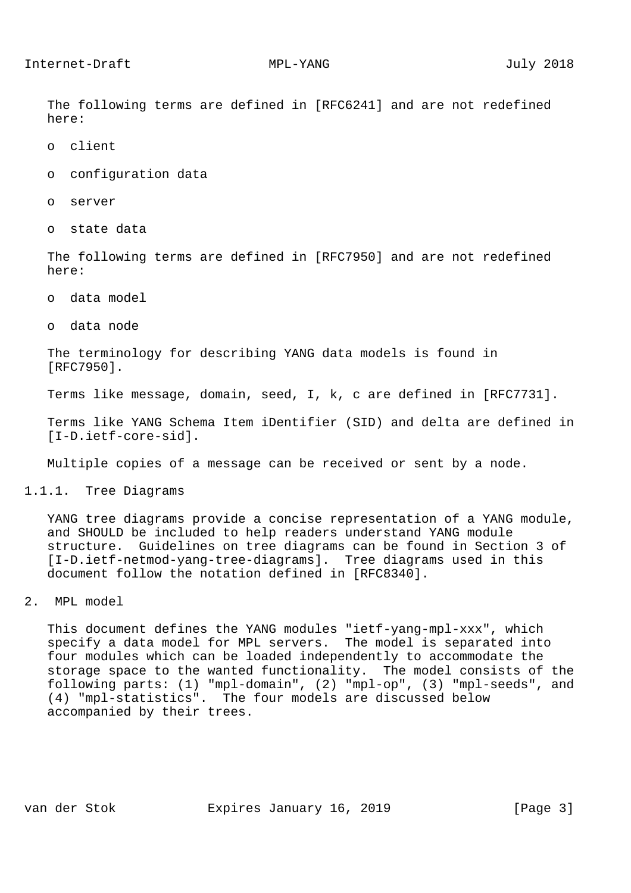The following terms are defined in [RFC6241] and are not redefined here:

- client
- configuration data
- server
- state data

The following terms are defined in [RFC7950] and are not redefined here:

- data model
- data node

The terminology for describing YANG data models is found in [RFC7950].

Terms like message, domain, seed, I, k, c are defined in [RFC7731].

Terms like YANG Schema Item iDentifier (SID) and delta are defined in [I-D.ietf-core-sid].

Multiple copies of a message can be received or sent by a node.

#### 1.1.1. Tree Diagrams

YANG tree diagrams provide a concise representation of a YANG module, and SHOULD be included to help readers understand YANG module structure. Guidelines on tree diagrams can be found in Section 3 of [I-D.ietf-netmod-yang-tree-diagrams]. Tree diagrams used in this document follow the notation defined in [RFC8340].

## 2. MPL model

This document defines the YANG modules "ietf-yang-mpl-xxx", which specify a data model for MPL servers. The model is separated into four modules which can be loaded independently to accommodate the storage space to the wanted functionality. The model consists of the following parts: (1) "mpl-domain", (2) "mpl-op", (3) "mpl-seeds", and (4) "mpl-statistics". The four models are discussed below accompanied by their trees.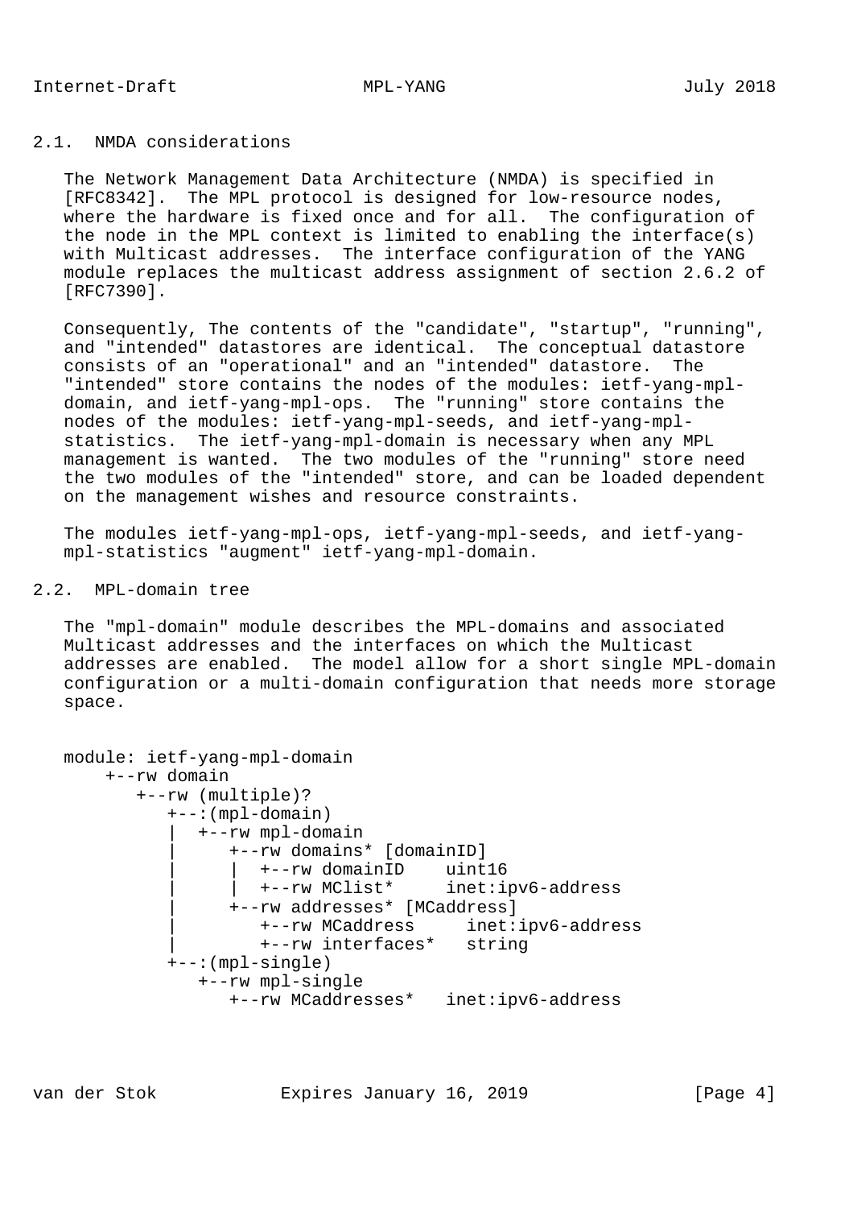## 2.1. NMDA considerations

The Network Management Data Architecture (NMDA) is specified in [RFC8342]. The MPL protocol is designed for low-resource nodes, where the hardware is fixed once and for all. The configuration of the node in the MPL context is limited to enabling the interface(s) with Multicast addresses. The interface configuration of the YANG module replaces the multicast address assignment of section 2.6.2 of [RFC7390].

Consequently, The contents of the "candidate", "startup", "running", and "intended" datastores are identical. The conceptual datastore consists of an "operational" and an "intended" datastore. The "intended" store contains the nodes of the modules: ietf-yang-mpl-domain, and ietf-yang-mpl-ops. The "running" store contains the nodes of the modules: ietf-yang-mpl-seeds, and ietf-yang-mpl-statistics. The ietf-yang-mpl-domain is necessary when any MPL management is wanted. The two modules of the "running" store need the two modules of the "intended" store, and can be loaded dependent on the management wishes and resource constraints.

The modules ietf-yang-mpl-ops, ietf-yang-mpl-seeds, and ietf-yang-mpl-statistics "augment" ietf-yang-mpl-domain.

## 2.2. MPL-domain tree

The "mpl-domain" module describes the MPL-domains and associated Multicast addresses and the interfaces on which the Multicast addresses are enabled. The model allow for a short single MPL-domain configuration or a multi-domain configuration that needs more storage space.

```
module: ietf-yang-mpl-domain
    +--rw domain
       +--rw (multiple)?
          +--:(mpl-domain)
          |  +--rw mpl-domain
          |     +--rw domains* [domainID]
          |     |  +--rw domainID    uint16
          |     |  +--rw MClist*     inet:ipv6-address
          |     +--rw addresses* [MCaddress]
          |        +--rw MCaddress     inet:ipv6-address
          |        +--rw interfaces*   string
          +--:(mpl-single)
             +--rw mpl-single
                +--rw MCaddresses*   inet:ipv6-address
```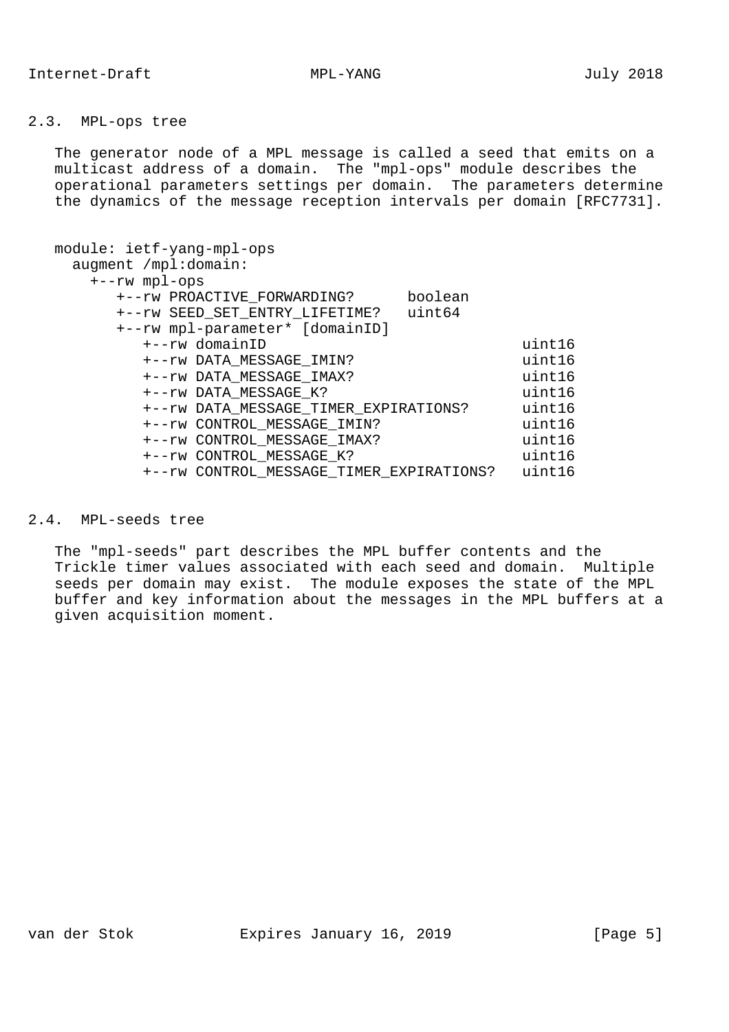## 2.3. MPL-ops tree

The generator node of a MPL message is called a seed that emits on a multicast address of a domain. The "mpl-ops" module describes the operational parameters settings per domain. The parameters determine the dynamics of the message reception intervals per domain [RFC7731].

```
module: ietf-yang-mpl-ops
  augment /mpl:domain:
    +--rw mpl-ops
       +--rw PROACTIVE_FORWARDING?      boolean
       +--rw SEED_SET_ENTRY_LIFETIME?   uint64
       +--rw mpl-parameter* [domainID]
          +--rw domainID                               uint16
          +--rw DATA_MESSAGE_IMIN?                     uint16
          +--rw DATA_MESSAGE_IMAX?                     uint16
          +--rw DATA_MESSAGE_K?                        uint16
          +--rw DATA_MESSAGE_TIMER_EXPIRATIONS?        uint16
          +--rw CONTROL_MESSAGE_IMIN?                  uint16
          +--rw CONTROL_MESSAGE_IMAX?                  uint16
          +--rw CONTROL_MESSAGE_K?                     uint16
          +--rw CONTROL_MESSAGE_TIMER_EXPIRATIONS?     uint16
```

## 2.4. MPL-seeds tree

The "mpl-seeds" part describes the MPL buffer contents and the Trickle timer values associated with each seed and domain. Multiple seeds per domain may exist. The module exposes the state of the MPL buffer and key information about the messages in the MPL buffers at a given acquisition moment.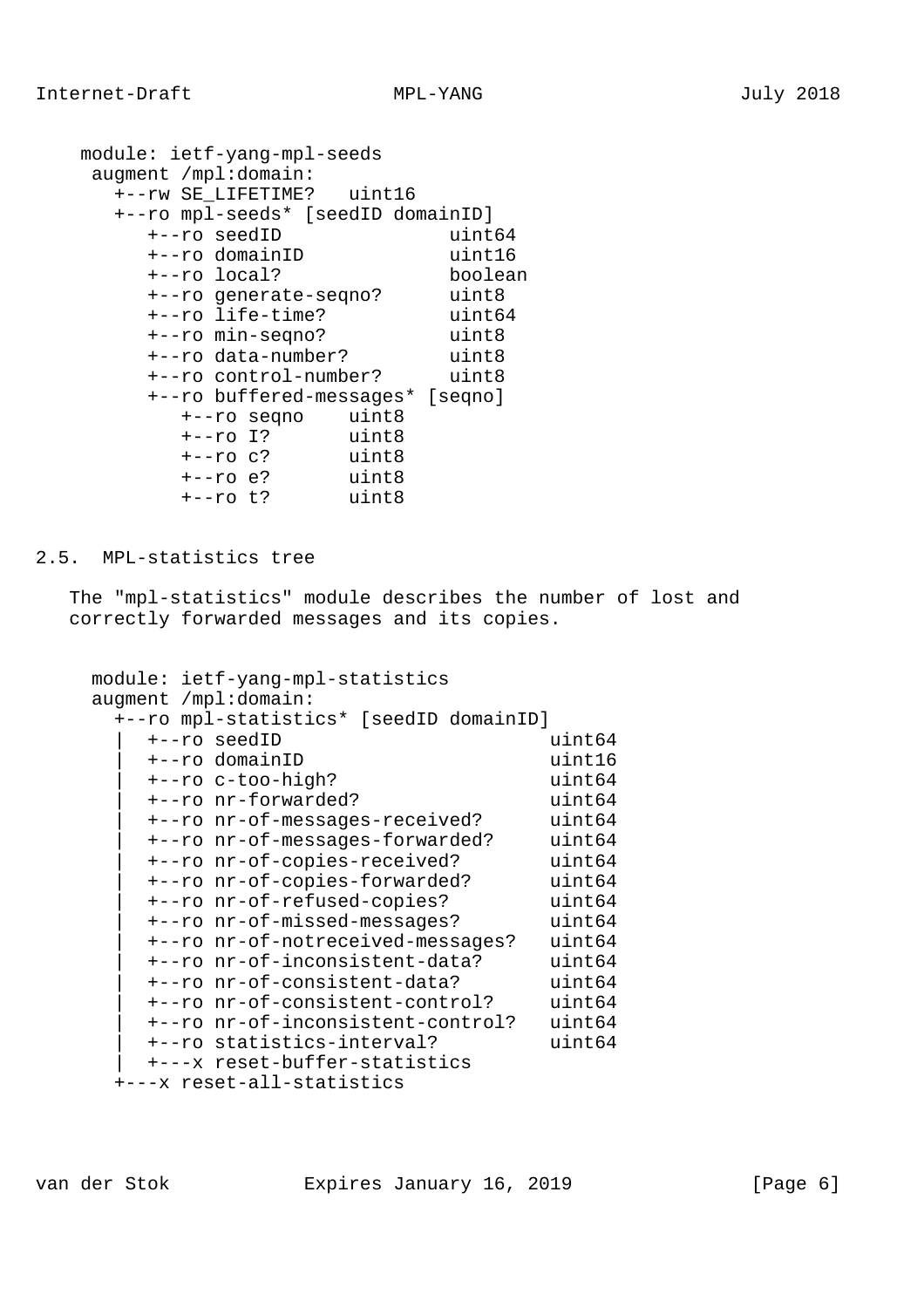```
module: ietf-yang-mpl-seeds
 augment /mpl:domain:
   +--rw SE_LIFETIME?   uint16
   +--ro mpl-seeds* [seedID domainID]
      +--ro seedID              uint64
      +--ro domainID            uint16
      +--ro local?              boolean
      +--ro generate-seqno?     uint8
      +--ro life-time?          uint64
      +--ro min-seqno?          uint8
      +--ro data-number?        uint8
      +--ro control-number?     uint8
      +--ro buffered-messages* [seqno]
         +--ro seqno    uint8
         +--ro I?       uint8
         +--ro c?       uint8
         +--ro e?       uint8
         +--ro t?       uint8
```

## 2.5. MPL-statistics tree

The "mpl-statistics" module describes the number of lost and correctly forwarded messages and its copies.

```
module: ietf-yang-mpl-statistics
augment /mpl:domain:
  +--ro mpl-statistics* [seedID domainID]
  |  +--ro seedID                          uint64
  |  +--ro domainID                        uint16
  |  +--ro c-too-high?                     uint64
  |  +--ro nr-forwarded?                   uint64
  |  +--ro nr-of-messages-received?        uint64
  |  +--ro nr-of-messages-forwarded?       uint64
  |  +--ro nr-of-copies-received?          uint64
  |  +--ro nr-of-copies-forwarded?         uint64
  |  +--ro nr-of-refused-copies?           uint64
  |  +--ro nr-of-missed-messages?          uint64
  |  +--ro nr-of-notreceived-messages?     uint64
  |  +--ro nr-of-inconsistent-data?        uint64
  |  +--ro nr-of-consistent-data?          uint64
  |  +--ro nr-of-consistent-control?       uint64
  |  +--ro nr-of-inconsistent-control?     uint64
  |  +--ro statistics-interval?            uint64
  |  +---x reset-buffer-statistics
  +---x reset-all-statistics
```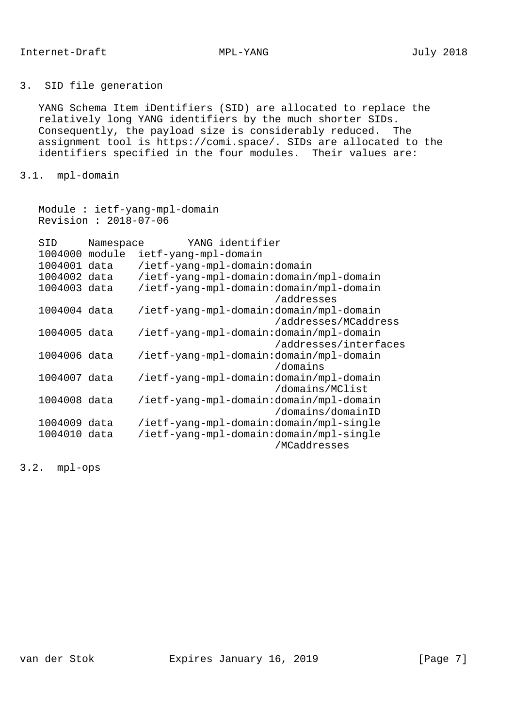## 3. SID file generation

YANG Schema Item iDentifiers (SID) are allocated to replace the relatively long YANG identifiers by the much shorter SIDs. Consequently, the payload size is considerably reduced. The assignment tool is https://comi.space/. SIDs are allocated to the identifiers specified in the four modules. Their values are:

### 3.1. mpl-domain

```
Module : ietf-yang-mpl-domain
Revision : 2018-07-06

SID     Namespace       YANG identifier
1004000 module  ietf-yang-mpl-domain
1004001 data    /ietf-yang-mpl-domain:domain
1004002 data    /ietf-yang-mpl-domain:domain/mpl-domain
1004003 data    /ietf-yang-mpl-domain:domain/mpl-domain
                                      /addresses
1004004 data    /ietf-yang-mpl-domain:domain/mpl-domain
                                      /addresses/MCaddress
1004005 data    /ietf-yang-mpl-domain:domain/mpl-domain
                                      /addresses/interfaces
1004006 data    /ietf-yang-mpl-domain:domain/mpl-domain
                                      /domains
1004007 data    /ietf-yang-mpl-domain:domain/mpl-domain
                                      /domains/MClist
1004008 data    /ietf-yang-mpl-domain:domain/mpl-domain
                                      /domains/domainID
1004009 data    /ietf-yang-mpl-domain:domain/mpl-single
1004010 data    /ietf-yang-mpl-domain:domain/mpl-single
                                      /MCaddresses
```

### 3.2. mpl-ops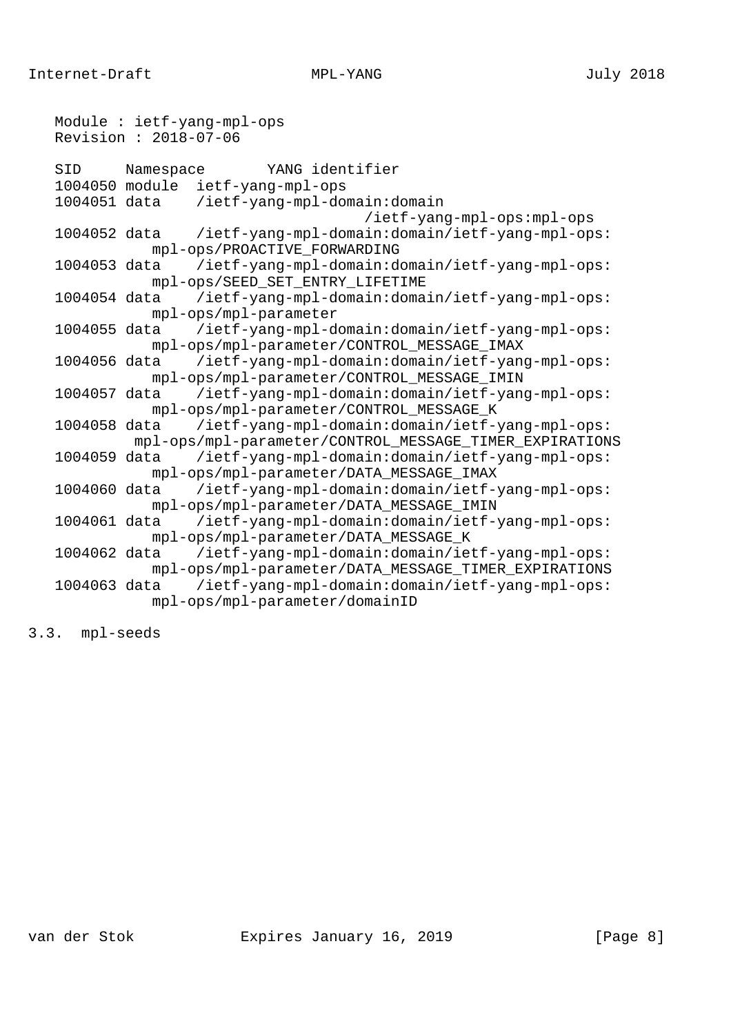```
   Module : ietf-yang-mpl-ops
   Revision : 2018-07-06

   SID     Namespace       YANG identifier
   1004050 module  ietf-yang-mpl-ops
   1004051 data    /ietf-yang-mpl-domain:domain
                                   /ietf-yang-mpl-ops:mpl-ops
   1004052 data    /ietf-yang-mpl-domain:domain/ietf-yang-mpl-ops:
              mpl-ops/PROACTIVE_FORWARDING
   1004053 data    /ietf-yang-mpl-domain:domain/ietf-yang-mpl-ops:
              mpl-ops/SEED_SET_ENTRY_LIFETIME
   1004054 data    /ietf-yang-mpl-domain:domain/ietf-yang-mpl-ops:
              mpl-ops/mpl-parameter
   1004055 data    /ietf-yang-mpl-domain:domain/ietf-yang-mpl-ops:
              mpl-ops/mpl-parameter/CONTROL_MESSAGE_IMAX
   1004056 data    /ietf-yang-mpl-domain:domain/ietf-yang-mpl-ops:
              mpl-ops/mpl-parameter/CONTROL_MESSAGE_IMIN
   1004057 data    /ietf-yang-mpl-domain:domain/ietf-yang-mpl-ops:
              mpl-ops/mpl-parameter/CONTROL_MESSAGE_K
   1004058 data    /ietf-yang-mpl-domain:domain/ietf-yang-mpl-ops:
            mpl-ops/mpl-parameter/CONTROL_MESSAGE_TIMER_EXPIRATIONS
   1004059 data    /ietf-yang-mpl-domain:domain/ietf-yang-mpl-ops:
              mpl-ops/mpl-parameter/DATA_MESSAGE_IMAX
   1004060 data    /ietf-yang-mpl-domain:domain/ietf-yang-mpl-ops:
              mpl-ops/mpl-parameter/DATA_MESSAGE_IMIN
   1004061 data    /ietf-yang-mpl-domain:domain/ietf-yang-mpl-ops:
              mpl-ops/mpl-parameter/DATA_MESSAGE_K
   1004062 data    /ietf-yang-mpl-domain:domain/ietf-yang-mpl-ops:
              mpl-ops/mpl-parameter/DATA_MESSAGE_TIMER_EXPIRATIONS
   1004063 data    /ietf-yang-mpl-domain:domain/ietf-yang-mpl-ops:
              mpl-ops/mpl-parameter/domainID
```

## 3.3. mpl-seeds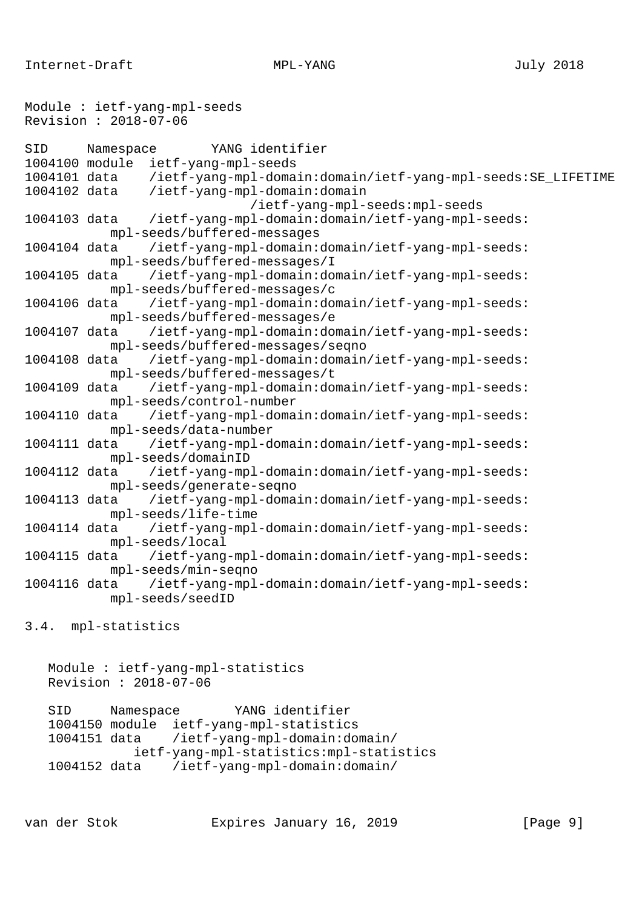```
Module : ietf-yang-mpl-seeds
Revision : 2018-07-06

SID     Namespace       YANG identifier
1004100 module  ietf-yang-mpl-seeds
1004101 data    /ietf-yang-mpl-domain:domain/ietf-yang-mpl-seeds:SE_LIFETIME
1004102 data    /ietf-yang-mpl-domain:domain
                           /ietf-yang-mpl-seeds:mpl-seeds
1004103 data    /ietf-yang-mpl-domain:domain/ietf-yang-mpl-seeds:
           mpl-seeds/buffered-messages
1004104 data    /ietf-yang-mpl-domain:domain/ietf-yang-mpl-seeds:
           mpl-seeds/buffered-messages/I
1004105 data    /ietf-yang-mpl-domain:domain/ietf-yang-mpl-seeds:
           mpl-seeds/buffered-messages/c
1004106 data    /ietf-yang-mpl-domain:domain/ietf-yang-mpl-seeds:
           mpl-seeds/buffered-messages/e
1004107 data    /ietf-yang-mpl-domain:domain/ietf-yang-mpl-seeds:
           mpl-seeds/buffered-messages/seqno
1004108 data    /ietf-yang-mpl-domain:domain/ietf-yang-mpl-seeds:
           mpl-seeds/buffered-messages/t
1004109 data    /ietf-yang-mpl-domain:domain/ietf-yang-mpl-seeds:
           mpl-seeds/control-number
1004110 data    /ietf-yang-mpl-domain:domain/ietf-yang-mpl-seeds:
           mpl-seeds/data-number
1004111 data    /ietf-yang-mpl-domain:domain/ietf-yang-mpl-seeds:
           mpl-seeds/domainID
1004112 data    /ietf-yang-mpl-domain:domain/ietf-yang-mpl-seeds:
           mpl-seeds/generate-seqno
1004113 data    /ietf-yang-mpl-domain:domain/ietf-yang-mpl-seeds:
           mpl-seeds/life-time
1004114 data    /ietf-yang-mpl-domain:domain/ietf-yang-mpl-seeds:
           mpl-seeds/local
1004115 data    /ietf-yang-mpl-domain:domain/ietf-yang-mpl-seeds:
           mpl-seeds/min-seqno
1004116 data    /ietf-yang-mpl-domain:domain/ietf-yang-mpl-seeds:
           mpl-seeds/seedID
```

### 3.4. mpl-statistics

```
   Module : ietf-yang-mpl-statistics
   Revision : 2018-07-06

   SID     Namespace       YANG identifier
   1004150 module  ietf-yang-mpl-statistics
   1004151 data    /ietf-yang-mpl-domain:domain/
              ietf-yang-mpl-statistics:mpl-statistics
   1004152 data    /ietf-yang-mpl-domain:domain/
```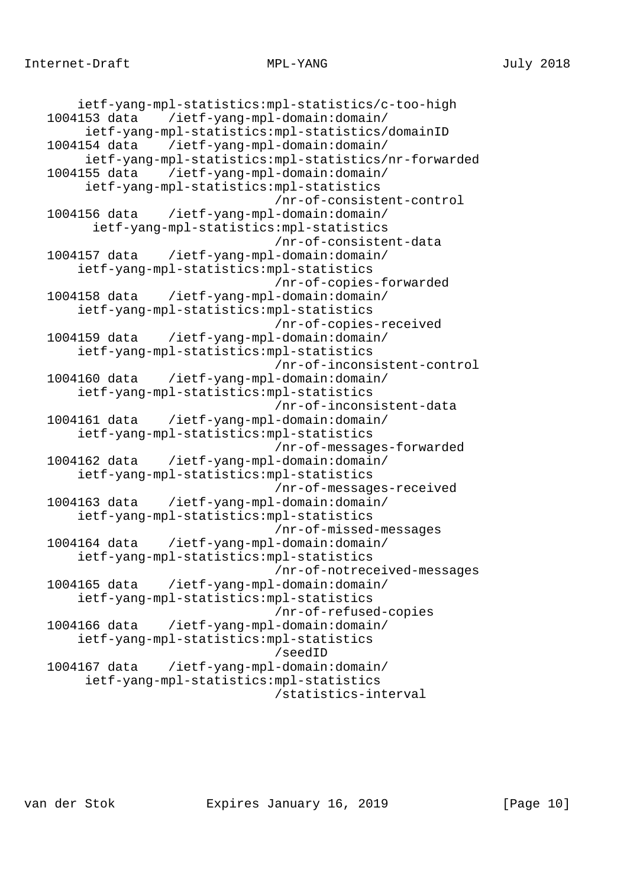```
       ietf-yang-mpl-statistics:mpl-statistics/c-too-high
   1004153 data    /ietf-yang-mpl-domain:domain/
        ietf-yang-mpl-statistics:mpl-statistics/domainID
   1004154 data    /ietf-yang-mpl-domain:domain/
        ietf-yang-mpl-statistics:mpl-statistics/nr-forwarded
   1004155 data    /ietf-yang-mpl-domain:domain/
        ietf-yang-mpl-statistics:mpl-statistics
                                /nr-of-consistent-control
   1004156 data    /ietf-yang-mpl-domain:domain/
         ietf-yang-mpl-statistics:mpl-statistics
                                /nr-of-consistent-data
   1004157 data    /ietf-yang-mpl-domain:domain/
       ietf-yang-mpl-statistics:mpl-statistics
                                /nr-of-copies-forwarded
   1004158 data    /ietf-yang-mpl-domain:domain/
       ietf-yang-mpl-statistics:mpl-statistics
                                /nr-of-copies-received
   1004159 data    /ietf-yang-mpl-domain:domain/
       ietf-yang-mpl-statistics:mpl-statistics
                                /nr-of-inconsistent-control
   1004160 data    /ietf-yang-mpl-domain:domain/
       ietf-yang-mpl-statistics:mpl-statistics
                                /nr-of-inconsistent-data
   1004161 data    /ietf-yang-mpl-domain:domain/
       ietf-yang-mpl-statistics:mpl-statistics
                                /nr-of-messages-forwarded
   1004162 data    /ietf-yang-mpl-domain:domain/
       ietf-yang-mpl-statistics:mpl-statistics
                                /nr-of-messages-received
   1004163 data    /ietf-yang-mpl-domain:domain/
       ietf-yang-mpl-statistics:mpl-statistics
                                /nr-of-missed-messages
   1004164 data    /ietf-yang-mpl-domain:domain/
       ietf-yang-mpl-statistics:mpl-statistics
                                /nr-of-notreceived-messages
   1004165 data    /ietf-yang-mpl-domain:domain/
       ietf-yang-mpl-statistics:mpl-statistics
                                /nr-of-refused-copies
   1004166 data    /ietf-yang-mpl-domain:domain/
       ietf-yang-mpl-statistics:mpl-statistics
                                /seedID
   1004167 data    /ietf-yang-mpl-domain:domain/
        ietf-yang-mpl-statistics:mpl-statistics
                                /statistics-interval
```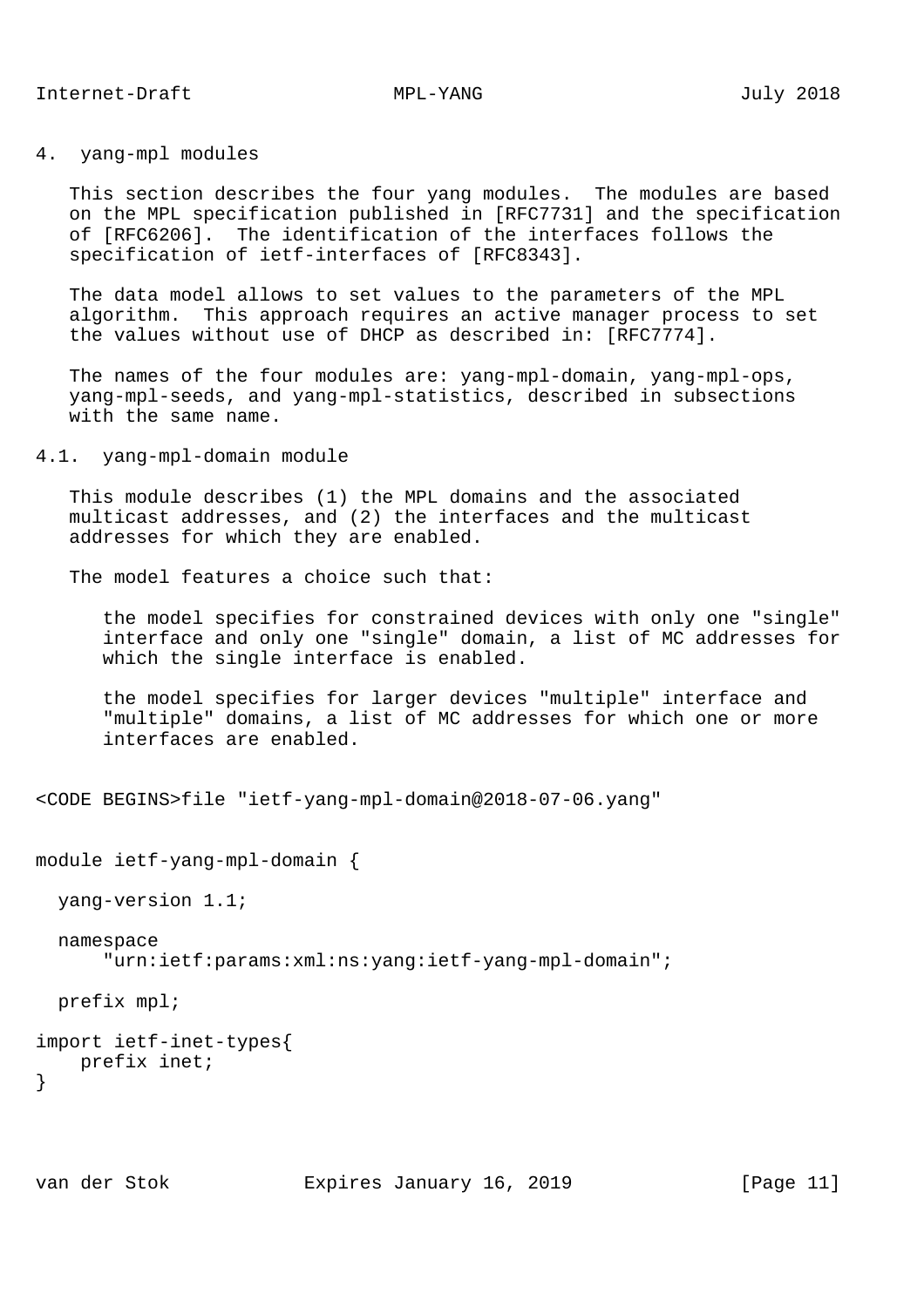## 4. yang-mpl modules

This section describes the four yang modules. The modules are based on the MPL specification published in [RFC7731] and the specification of [RFC6206]. The identification of the interfaces follows the specification of ietf-interfaces of [RFC8343].

The data model allows to set values to the parameters of the MPL algorithm. This approach requires an active manager process to set the values without use of DHCP as described in: [RFC7774].

The names of the four modules are: yang-mpl-domain, yang-mpl-ops, yang-mpl-seeds, and yang-mpl-statistics, described in subsections with the same name.

### 4.1. yang-mpl-domain module

This module describes (1) the MPL domains and the associated multicast addresses, and (2) the interfaces and the multicast addresses for which they are enabled.

The model features a choice such that:

> the model specifies for constrained devices with only one "single" interface and only one "single" domain, a list of MC addresses for which the single interface is enabled.
>
> the model specifies for larger devices "multiple" interface and "multiple" domains, a list of MC addresses for which one or more interfaces are enabled.

<CODE BEGINS>file "ietf-yang-mpl-domain@2018-07-06.yang"

```
module ietf-yang-mpl-domain {

  yang-version 1.1;

  namespace
      "urn:ietf:params:xml:ns:yang:ietf-yang-mpl-domain";

  prefix mpl;

import ietf-inet-types{
    prefix inet;
}
```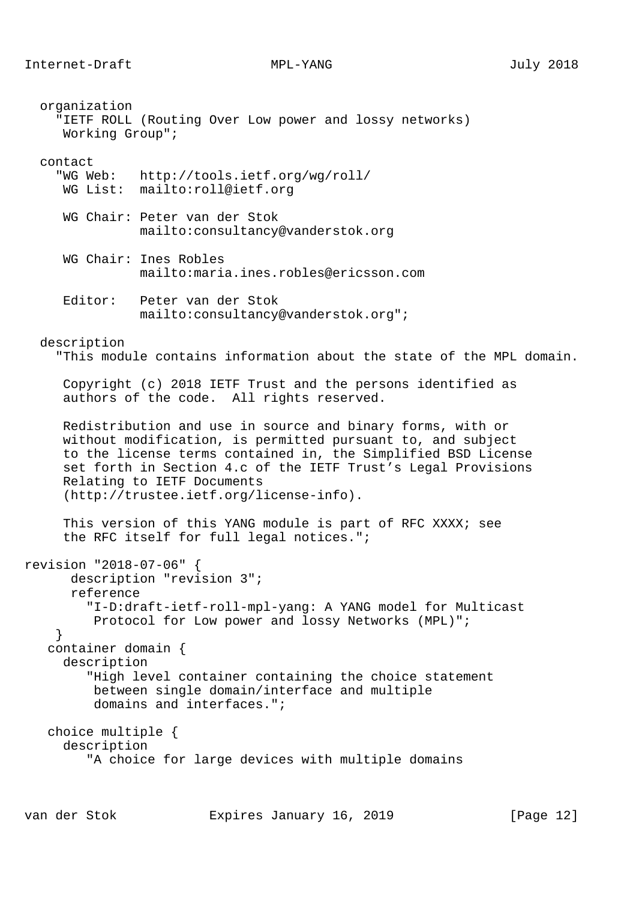```
  organization
    "IETF ROLL (Routing Over Low power and lossy networks)
     Working Group";

  contact
    "WG Web:   http://tools.ietf.org/wg/roll/
     WG List:  mailto:roll@ietf.org

     WG Chair: Peter van der Stok
               mailto:consultancy@vanderstok.org

     WG Chair: Ines Robles
               mailto:maria.ines.robles@ericsson.com

     Editor:   Peter van der Stok
               mailto:consultancy@vanderstok.org";

  description
    "This module contains information about the state of the MPL domain.

     Copyright (c) 2018 IETF Trust and the persons identified as
     authors of the code.  All rights reserved.

     Redistribution and use in source and binary forms, with or
     without modification, is permitted pursuant to, and subject
     to the license terms contained in, the Simplified BSD License
     set forth in Section 4.c of the IETF Trust's Legal Provisions
     Relating to IETF Documents
     (http://trustee.ietf.org/license-info).

     This version of this YANG module is part of RFC XXXX; see
     the RFC itself for full legal notices.";

revision "2018-07-06" {
      description "revision 3";
      reference
        "I-D:draft-ietf-roll-mpl-yang: A YANG model for Multicast
         Protocol for Low power and lossy Networks (MPL)";
    }
   container domain {
     description
        "High level container containing the choice statement
         between single domain/interface and multiple
         domains and interfaces.";

   choice multiple {
     description
        "A choice for large devices with multiple domains
```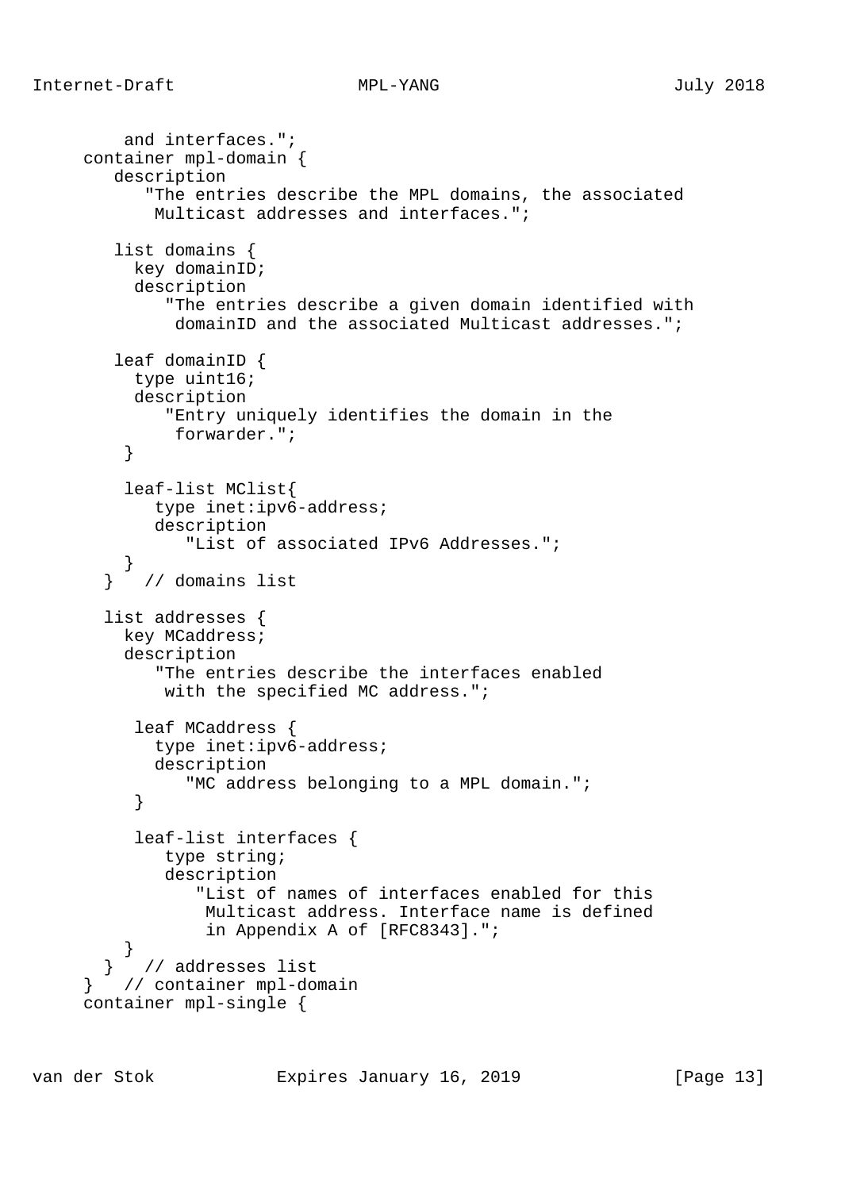```
         and interfaces.";
     container mpl-domain {
        description
           "The entries describe the MPL domains, the associated
            Multicast addresses and interfaces.";

        list domains {
          key domainID;
          description
             "The entries describe a given domain identified with
              domainID and the associated Multicast addresses.";

        leaf domainID {
          type uint16;
          description
             "Entry uniquely identifies the domain in the
              forwarder.";
         }

         leaf-list MClist{
            type inet:ipv6-address;
            description
               "List of associated IPv6 Addresses.";
         }
       }   // domains list

       list addresses {
         key MCaddress;
         description
            "The entries describe the interfaces enabled
             with the specified MC address.";

          leaf MCaddress {
            type inet:ipv6-address;
            description
               "MC address belonging to a MPL domain.";
          }

          leaf-list interfaces {
             type string;
             description
                "List of names of interfaces enabled for this
                 Multicast address. Interface name is defined
                 in Appendix A of [RFC8343].";
         }
       }   // addresses list
     }   // container mpl-domain
     container mpl-single {
```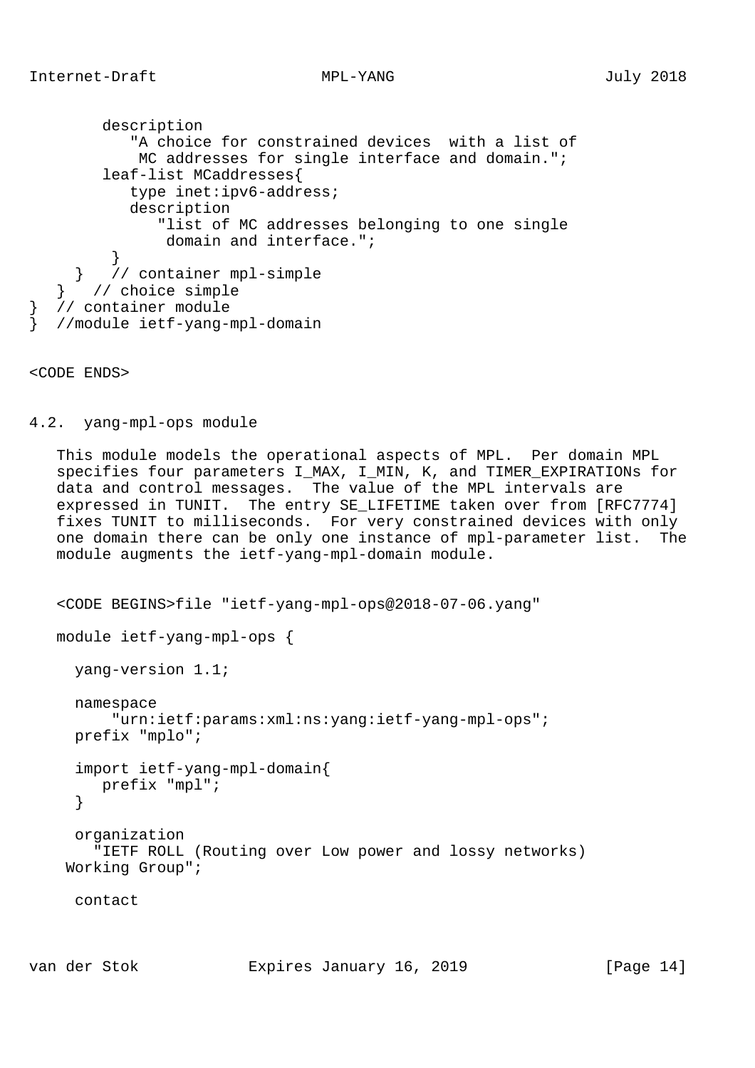```
        description
           "A choice for constrained devices  with a list of
            MC addresses for single interface and domain.";
        leaf-list MCaddresses{
           type inet:ipv6-address;
           description
              "list of MC addresses belonging to one single
               domain and interface.";
         }
     }   // container mpl-simple
   }   // choice simple
}  // container module
}  //module ietf-yang-mpl-domain
```

<CODE ENDS>

## 4.2. yang-mpl-ops module

This module models the operational aspects of MPL. Per domain MPL specifies four parameters I_MAX, I_MIN, K, and TIMER_EXPIRATIONs for data and control messages. The value of the MPL intervals are expressed in TUNIT. The entry SE_LIFETIME taken over from [RFC7774] fixes TUNIT to milliseconds. For very constrained devices with only one domain there can be only one instance of mpl-parameter list. The module augments the ietf-yang-mpl-domain module.

<CODE BEGINS>file "ietf-yang-mpl-ops@2018-07-06.yang"

```
module ietf-yang-mpl-ops {

  yang-version 1.1;

  namespace
      "urn:ietf:params:xml:ns:yang:ietf-yang-mpl-ops";
  prefix "mplo";

  import ietf-yang-mpl-domain{
     prefix "mpl";
  }

  organization
    "IETF ROLL (Routing over Low power and lossy networks)
 Working Group";

  contact
```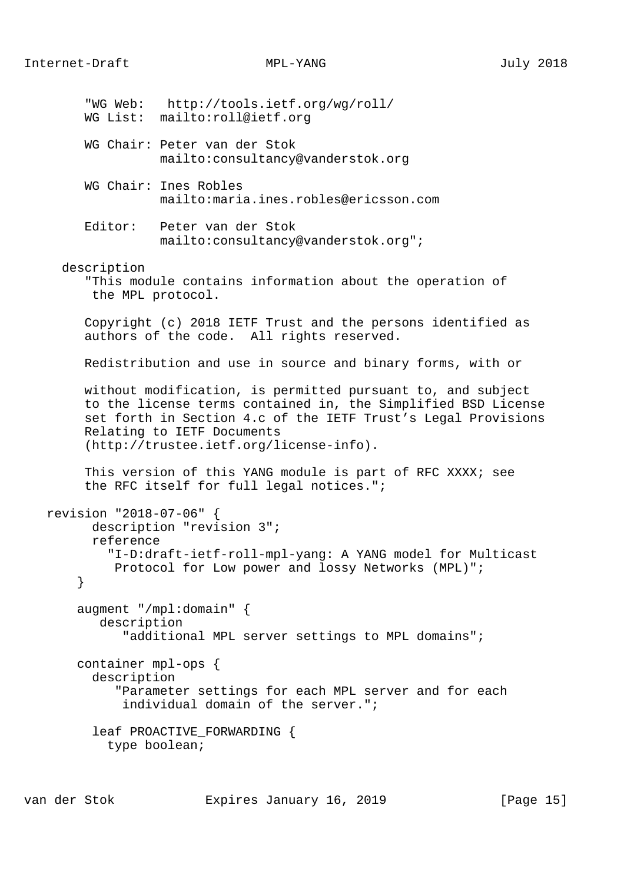```
        "WG Web:   http://tools.ietf.org/wg/roll/
        WG List:  mailto:roll@ietf.org

        WG Chair: Peter van der Stok
                  mailto:consultancy@vanderstok.org

        WG Chair: Ines Robles
                  mailto:maria.ines.robles@ericsson.com

        Editor:   Peter van der Stok
                  mailto:consultancy@vanderstok.org";

     description
        "This module contains information about the operation of
         the MPL protocol.

        Copyright (c) 2018 IETF Trust and the persons identified as
        authors of the code.  All rights reserved.

        Redistribution and use in source and binary forms, with or

        without modification, is permitted pursuant to, and subject
        to the license terms contained in, the Simplified BSD License
        set forth in Section 4.c of the IETF Trust's Legal Provisions
        Relating to IETF Documents
        (http://trustee.ietf.org/license-info).

        This version of this YANG module is part of RFC XXXX; see
        the RFC itself for full legal notices.";

   revision "2018-07-06" {
         description "revision 3";
         reference
           "I-D:draft-ietf-roll-mpl-yang: A YANG model for Multicast
            Protocol for Low power and lossy Networks (MPL)";
       }

       augment "/mpl:domain" {
          description
             "additional MPL server settings to MPL domains";

       container mpl-ops {
         description
            "Parameter settings for each MPL server and for each
             individual domain of the server.";

         leaf PROACTIVE_FORWARDING {
           type boolean;
```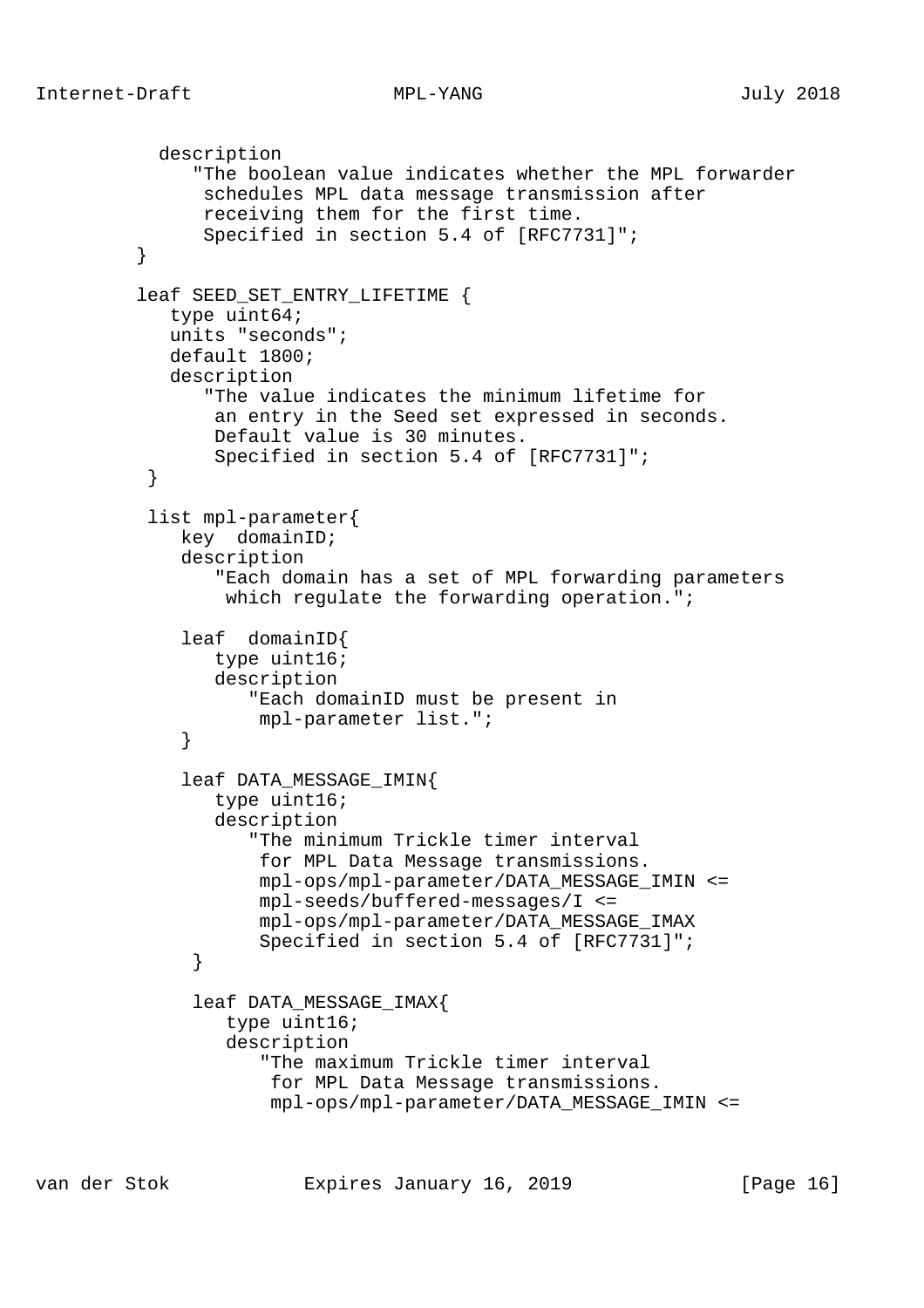```
          description
             "The boolean value indicates whether the MPL forwarder
              schedules MPL data message transmission after
              receiving them for the first time.
              Specified in section 5.4 of [RFC7731]";
        }

        leaf SEED_SET_ENTRY_LIFETIME {
           type uint64;
           units "seconds";
           default 1800;
           description
              "The value indicates the minimum lifetime for
               an entry in the Seed set expressed in seconds.
               Default value is 30 minutes.
               Specified in section 5.4 of [RFC7731]";
         }

         list mpl-parameter{
            key  domainID;
            description
               "Each domain has a set of MPL forwarding parameters
                which regulate the forwarding operation.";

            leaf  domainID{
               type uint16;
               description
                  "Each domainID must be present in
                   mpl-parameter list.";
            }

            leaf DATA_MESSAGE_IMIN{
               type uint16;
               description
                  "The minimum Trickle timer interval
                   for MPL Data Message transmissions.
                   mpl-ops/mpl-parameter/DATA_MESSAGE_IMIN <=
                   mpl-seeds/buffered-messages/I <=
                   mpl-ops/mpl-parameter/DATA_MESSAGE_IMAX
                   Specified in section 5.4 of [RFC7731]";
             }

             leaf DATA_MESSAGE_IMAX{
                type uint16;
                description
                   "The maximum Trickle timer interval
                    for MPL Data Message transmissions.
                    mpl-ops/mpl-parameter/DATA_MESSAGE_IMIN <=
```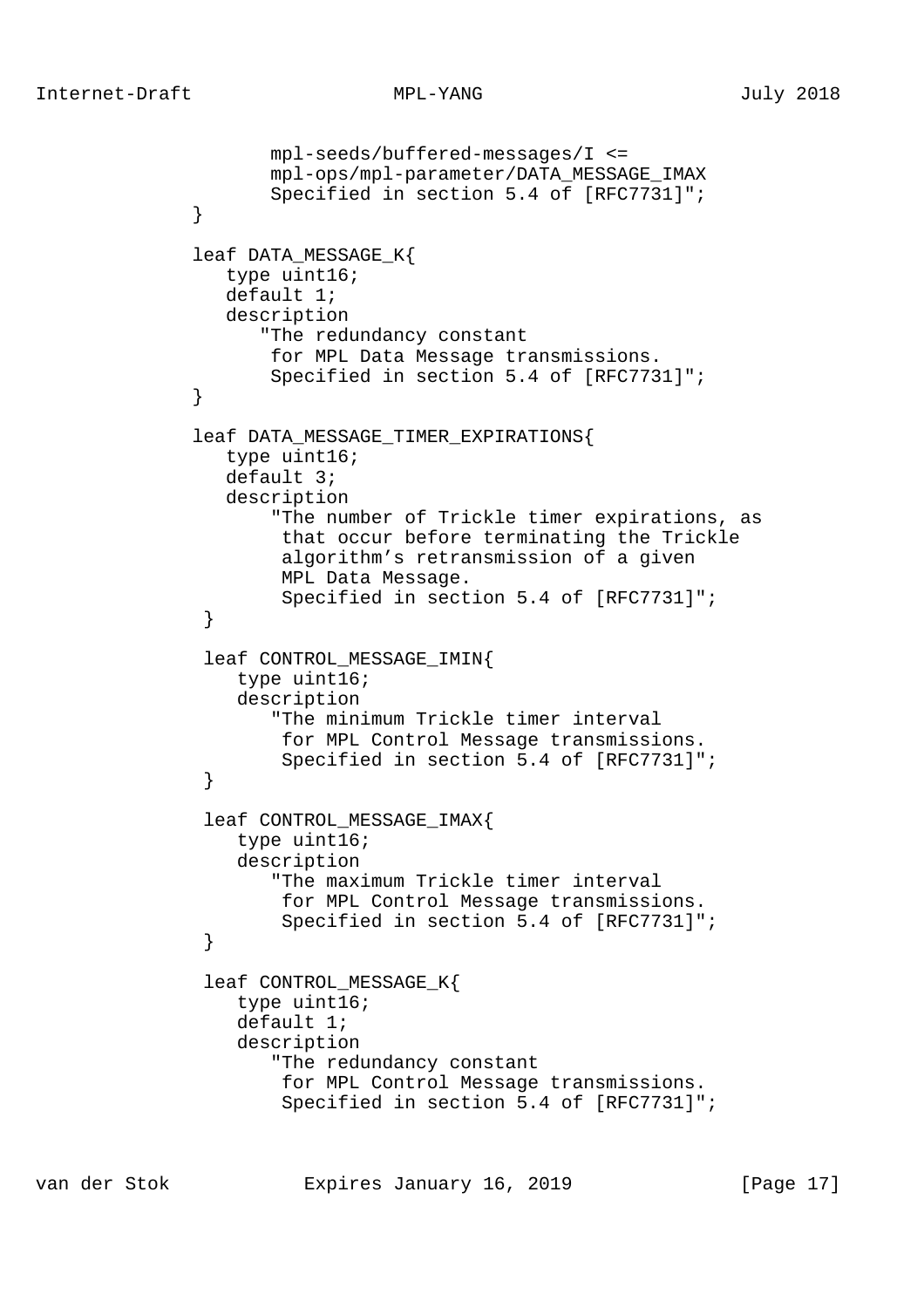```
                mpl-seeds/buffered-messages/I <=
                mpl-ops/mpl-parameter/DATA_MESSAGE_IMAX
                Specified in section 5.4 of [RFC7731]";
         }

         leaf DATA_MESSAGE_K{
            type uint16;
            default 1;
            description
               "The redundancy constant
                for MPL Data Message transmissions.
                Specified in section 5.4 of [RFC7731]";
         }

         leaf DATA_MESSAGE_TIMER_EXPIRATIONS{
            type uint16;
            default 3;
            description
                "The number of Trickle timer expirations, as
                 that occur before terminating the Trickle
                 algorithm's retransmission of a given
                 MPL Data Message.
                 Specified in section 5.4 of [RFC7731]";
          }

          leaf CONTROL_MESSAGE_IMIN{
             type uint16;
             description
                "The minimum Trickle timer interval
                 for MPL Control Message transmissions.
                 Specified in section 5.4 of [RFC7731]";
          }

          leaf CONTROL_MESSAGE_IMAX{
             type uint16;
             description
                "The maximum Trickle timer interval
                 for MPL Control Message transmissions.
                 Specified in section 5.4 of [RFC7731]";
          }

          leaf CONTROL_MESSAGE_K{
             type uint16;
             default 1;
             description
                "The redundancy constant
                 for MPL Control Message transmissions.
                 Specified in section 5.4 of [RFC7731]";
```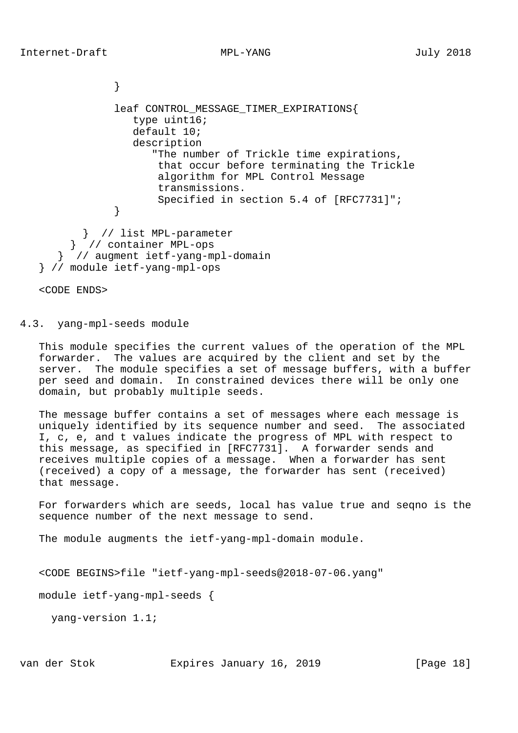```
            }

            leaf CONTROL_MESSAGE_TIMER_EXPIRATIONS{
               type uint16;
               default 10;
               description
                  "The number of Trickle time expirations,
                   that occur before terminating the Trickle
                   algorithm for MPL Control Message
                   transmissions.
                   Specified in section 5.4 of [RFC7731]";
            }

       }  // list MPL-parameter
     }  // container MPL-ops
   }  // augment ietf-yang-mpl-domain
} // module ietf-yang-mpl-ops

<CODE ENDS>
```

## 4.3. yang-mpl-seeds module

This module specifies the current values of the operation of the MPL forwarder. The values are acquired by the client and set by the server. The module specifies a set of message buffers, with a buffer per seed and domain. In constrained devices there will be only one domain, but probably multiple seeds.

The message buffer contains a set of messages where each message is uniquely identified by its sequence number and seed. The associated I, c, e, and t values indicate the progress of MPL with respect to this message, as specified in [RFC7731]. A forwarder sends and receives multiple copies of a message. When a forwarder has sent (received) a copy of a message, the forwarder has sent (received) that message.

For forwarders which are seeds, local has value true and seqno is the sequence number of the next message to send.

The module augments the ietf-yang-mpl-domain module.

```
<CODE BEGINS>file "ietf-yang-mpl-seeds@2018-07-06.yang"

module ietf-yang-mpl-seeds {

  yang-version 1.1;
```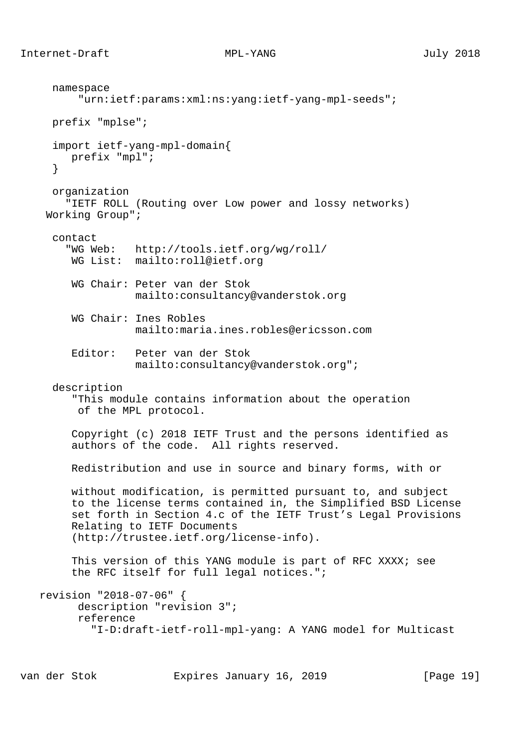```
     namespace
         "urn:ietf:params:xml:ns:yang:ietf-yang-mpl-seeds";

     prefix "mplse";

     import ietf-yang-mpl-domain{
        prefix "mpl";
     }

     organization
       "IETF ROLL (Routing over Low power and lossy networks)
    Working Group";

     contact
       "WG Web:   http://tools.ietf.org/wg/roll/
        WG List:  mailto:roll@ietf.org

        WG Chair: Peter van der Stok
                  mailto:consultancy@vanderstok.org

        WG Chair: Ines Robles
                  mailto:maria.ines.robles@ericsson.com

        Editor:   Peter van der Stok
                  mailto:consultancy@vanderstok.org";

     description
        "This module contains information about the operation
         of the MPL protocol.

        Copyright (c) 2018 IETF Trust and the persons identified as
        authors of the code.  All rights reserved.

        Redistribution and use in source and binary forms, with or

        without modification, is permitted pursuant to, and subject
        to the license terms contained in, the Simplified BSD License
        set forth in Section 4.c of the IETF Trust's Legal Provisions
        Relating to IETF Documents
        (http://trustee.ietf.org/license-info).

        This version of this YANG module is part of RFC XXXX; see
        the RFC itself for full legal notices.";

   revision "2018-07-06" {
         description "revision 3";
         reference
           "I-D:draft-ietf-roll-mpl-yang: A YANG model for Multicast
```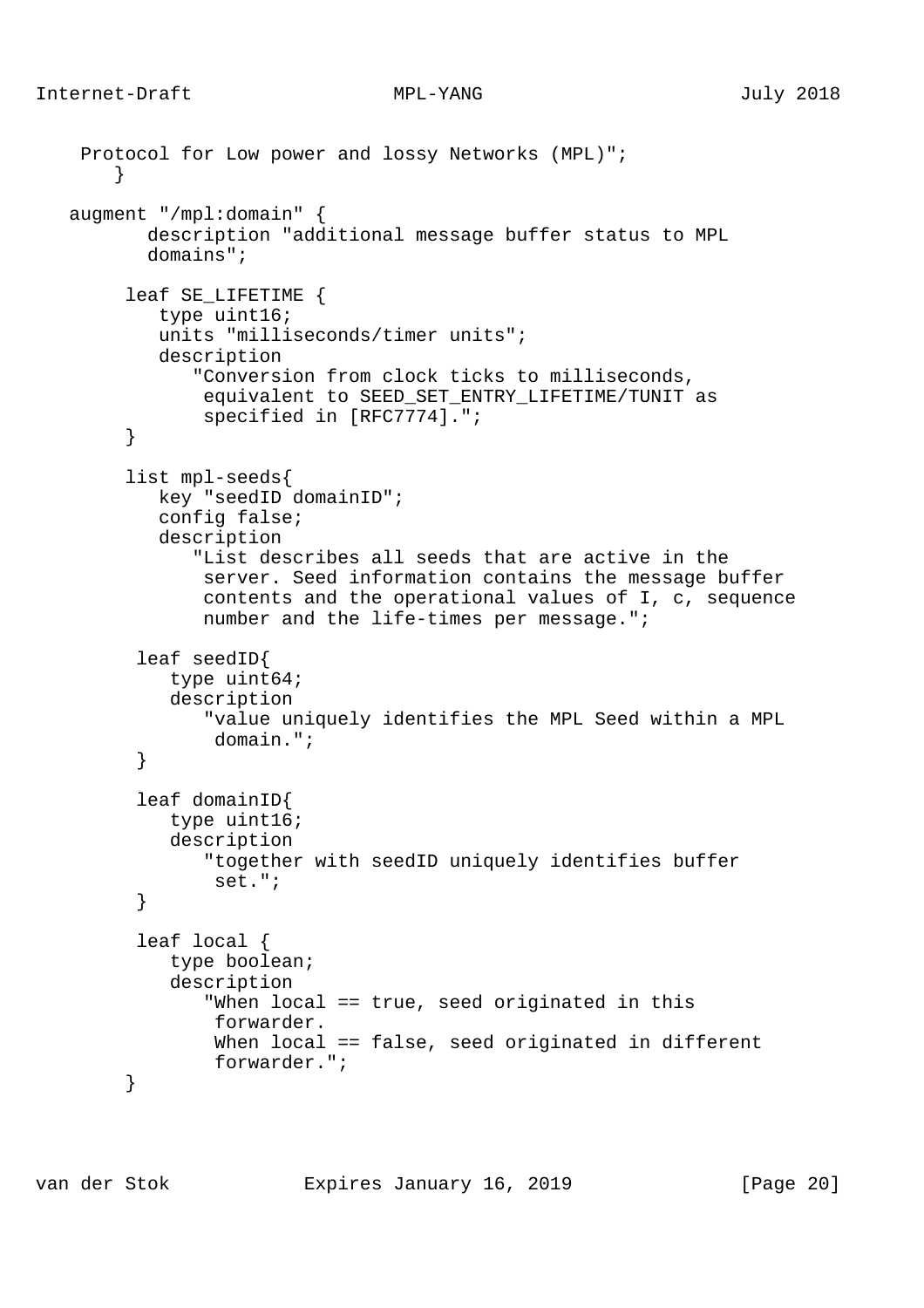```
    Protocol for Low power and lossy Networks (MPL)";
       }

   augment "/mpl:domain" {
          description "additional message buffer status to MPL
          domains";

        leaf SE_LIFETIME {
           type uint16;
           units "milliseconds/timer units";
           description
              "Conversion from clock ticks to milliseconds,
               equivalent to SEED_SET_ENTRY_LIFETIME/TUNIT as
               specified in [RFC7774].";
        }

        list mpl-seeds{
           key "seedID domainID";
           config false;
           description
              "List describes all seeds that are active in the
               server. Seed information contains the message buffer
               contents and the operational values of I, c, sequence
               number and the life-times per message.";

         leaf seedID{
            type uint64;
            description
               "value uniquely identifies the MPL Seed within a MPL
                domain.";
         }

         leaf domainID{
            type uint16;
            description
               "together with seedID uniquely identifies buffer
                set.";
         }

         leaf local {
            type boolean;
            description
               "When local == true, seed originated in this
                forwarder.
                When local == false, seed originated in different
                forwarder.";
        }
```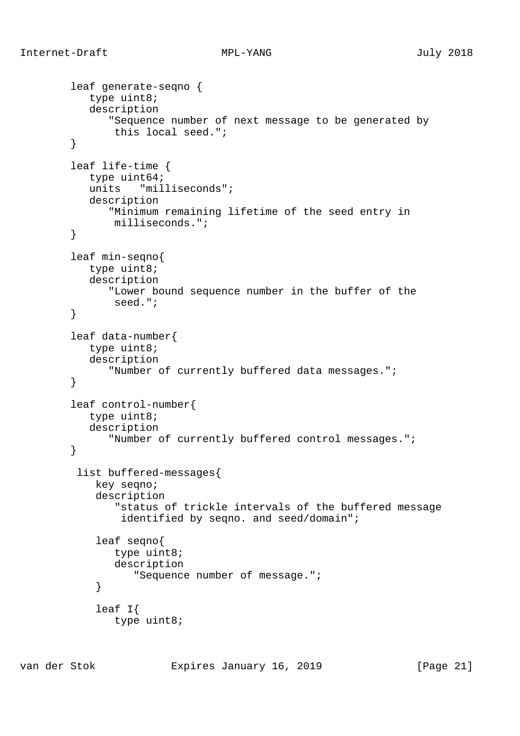```
        leaf generate-seqno {
           type uint8;
           description
              "Sequence number of next message to be generated by
               this local seed.";
        }

        leaf life-time {
           type uint64;
           units   "milliseconds";
           description
              "Minimum remaining lifetime of the seed entry in
               milliseconds.";
        }

        leaf min-seqno{
           type uint8;
           description
              "Lower bound sequence number in the buffer of the
               seed.";
        }

        leaf data-number{
           type uint8;
           description
              "Number of currently buffered data messages.";
        }

        leaf control-number{
           type uint8;
           description
              "Number of currently buffered control messages.";
        }

         list buffered-messages{
            key seqno;
            description
               "status of trickle intervals of the buffered message
                identified by seqno. and seed/domain";

            leaf seqno{
               type uint8;
               description
                  "Sequence number of message.";
            }

            leaf I{
               type uint8;
```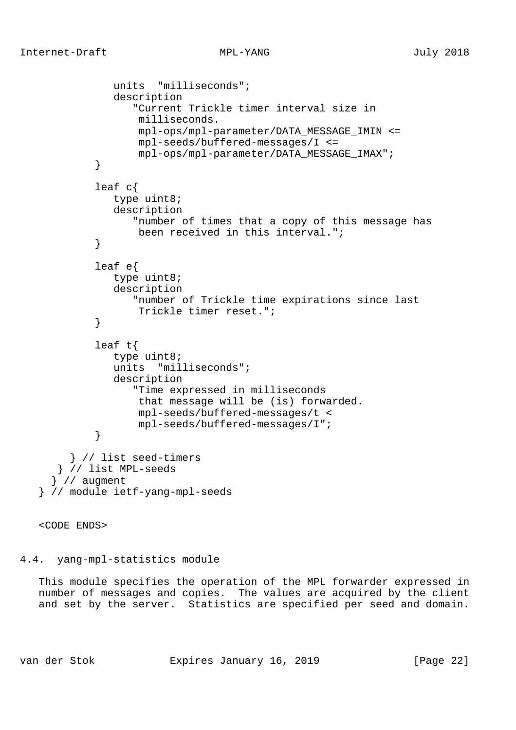```
              units  "milliseconds";
              description
                 "Current Trickle timer interval size in
                  milliseconds.
                  mpl-ops/mpl-parameter/DATA_MESSAGE_IMIN <=
                  mpl-seeds/buffered-messages/I <=
                  mpl-ops/mpl-parameter/DATA_MESSAGE_IMAX";
           }

           leaf c{
              type uint8;
              description
                 "number of times that a copy of this message has
                  been received in this interval.";
           }

           leaf e{
              type uint8;
              description
                 "number of Trickle time expirations since last
                  Trickle timer reset.";
           }

           leaf t{
              type uint8;
              units  "milliseconds";
              description
                 "Time expressed in milliseconds
                  that message will be (is) forwarded.
                  mpl-seeds/buffered-messages/t <
                  mpl-seeds/buffered-messages/I";
           }

       } // list seed-timers
     } // list MPL-seeds
    } // augment
   } // module ietf-yang-mpl-seeds
```

<CODE ENDS>

## 4.4. yang-mpl-statistics module

This module specifies the operation of the MPL forwarder expressed in number of messages and copies. The values are acquired by the client and set by the server. Statistics are specified per seed and domain.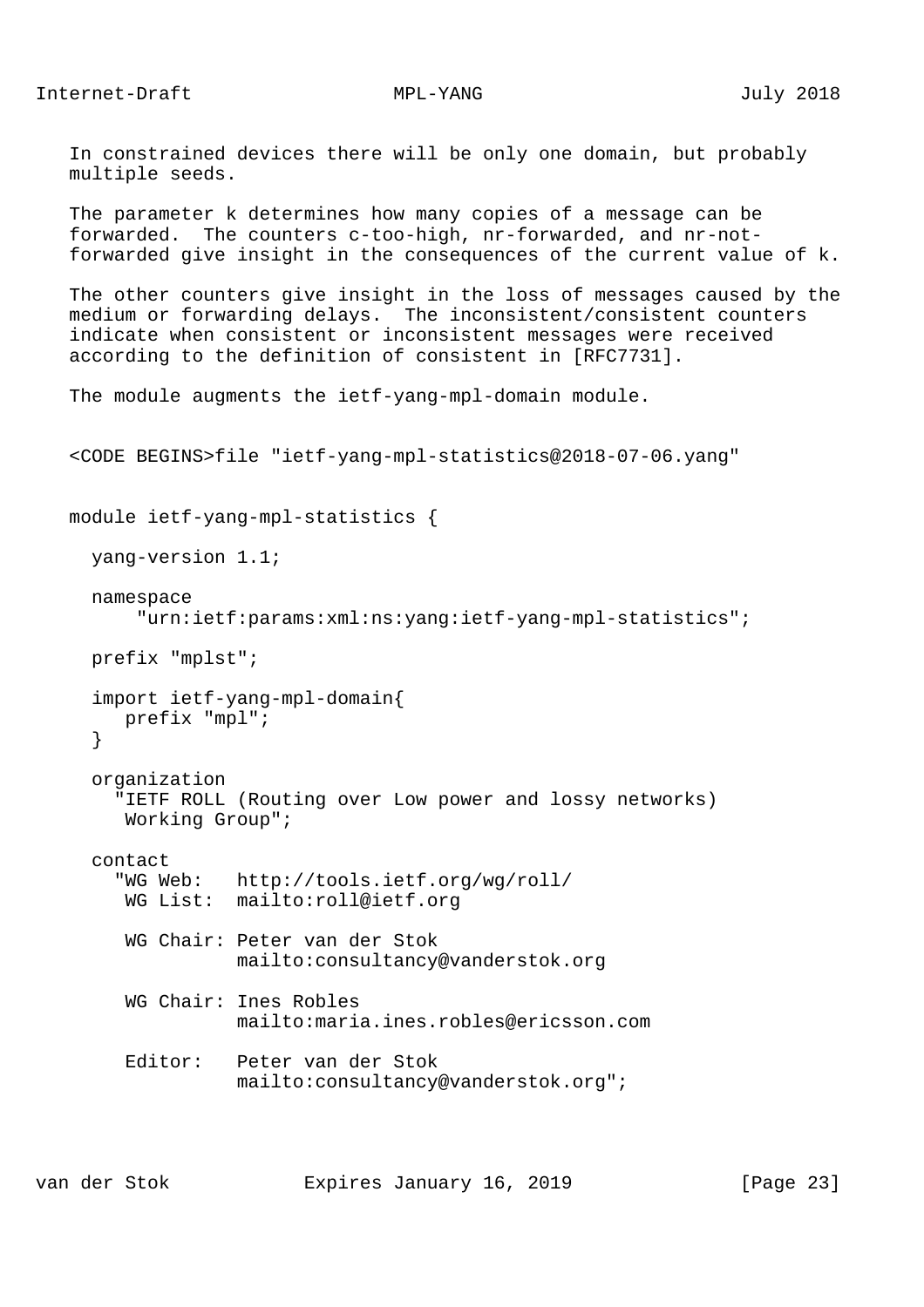In constrained devices there will be only one domain, but probably multiple seeds.

The parameter k determines how many copies of a message can be forwarded. The counters c-too-high, nr-forwarded, and nr-not-forwarded give insight in the consequences of the current value of k.

The other counters give insight in the loss of messages caused by the medium or forwarding delays. The inconsistent/consistent counters indicate when consistent or inconsistent messages were received according to the definition of consistent in [RFC7731].

The module augments the ietf-yang-mpl-domain module.

```
<CODE BEGINS>file "ietf-yang-mpl-statistics@2018-07-06.yang"


module ietf-yang-mpl-statistics {

  yang-version 1.1;

  namespace
      "urn:ietf:params:xml:ns:yang:ietf-yang-mpl-statistics";

  prefix "mplst";

  import ietf-yang-mpl-domain{
     prefix "mpl";
  }

  organization
    "IETF ROLL (Routing over Low power and lossy networks)
     Working Group";

  contact
    "WG Web:   http://tools.ietf.org/wg/roll/
     WG List:  mailto:roll@ietf.org

     WG Chair: Peter van der Stok
               mailto:consultancy@vanderstok.org

     WG Chair: Ines Robles
               mailto:maria.ines.robles@ericsson.com

     Editor:   Peter van der Stok
               mailto:consultancy@vanderstok.org";
```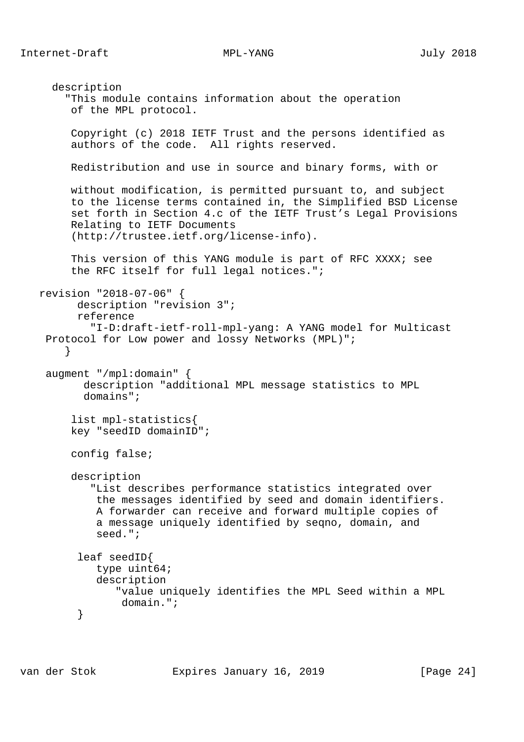```
     description
       "This module contains information about the operation
        of the MPL protocol.

        Copyright (c) 2018 IETF Trust and the persons identified as
        authors of the code.  All rights reserved.

        Redistribution and use in source and binary forms, with or

        without modification, is permitted pursuant to, and subject
        to the license terms contained in, the Simplified BSD License
        set forth in Section 4.c of the IETF Trust's Legal Provisions
        Relating to IETF Documents
        (http://trustee.ietf.org/license-info).

        This version of this YANG module is part of RFC XXXX; see
        the RFC itself for full legal notices.";

   revision "2018-07-06" {
         description "revision 3";
         reference
           "I-D:draft-ietf-roll-mpl-yang: A YANG model for Multicast
    Protocol for Low power and lossy Networks (MPL)";
       }

    augment "/mpl:domain" {
          description "additional MPL message statistics to MPL
          domains";

        list mpl-statistics{
        key "seedID domainID";

        config false;

        description
           "List describes performance statistics integrated over
            the messages identified by seed and domain identifiers.
            A forwarder can receive and forward multiple copies of
            a message uniquely identified by seqno, domain, and
            seed.";

         leaf seedID{
            type uint64;
            description
               "value uniquely identifies the MPL Seed within a MPL
                domain.";
         }
```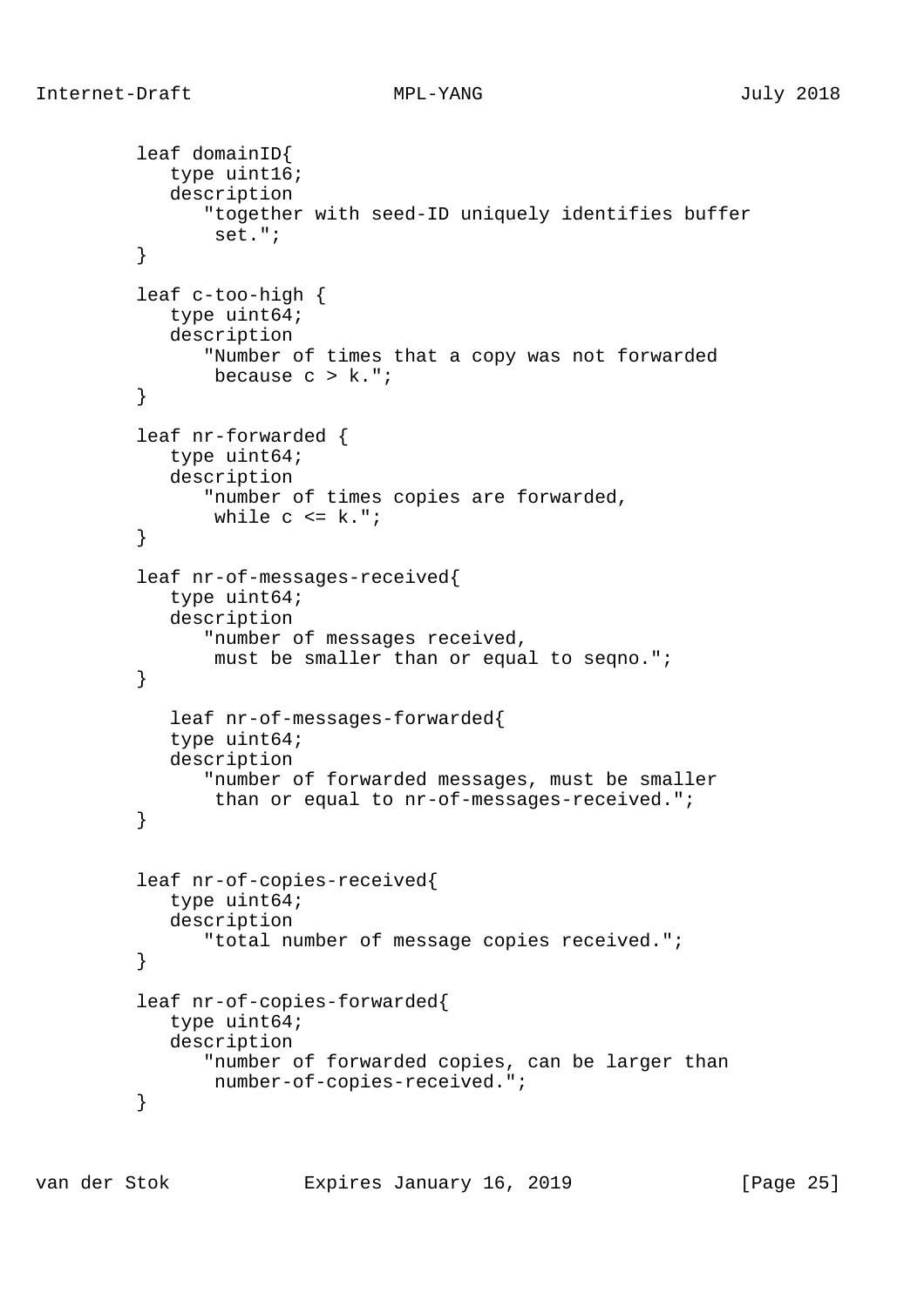```
        leaf domainID{
           type uint16;
           description
              "together with seed-ID uniquely identifies buffer
               set.";
        }

        leaf c-too-high {
           type uint64;
           description
              "Number of times that a copy was not forwarded
               because c > k.";
        }

        leaf nr-forwarded {
           type uint64;
           description
              "number of times copies are forwarded,
               while c <= k.";
        }

        leaf nr-of-messages-received{
           type uint64;
           description
              "number of messages received,
               must be smaller than or equal to seqno.";
        }

           leaf nr-of-messages-forwarded{
           type uint64;
           description
              "number of forwarded messages, must be smaller
               than or equal to nr-of-messages-received.";
        }


        leaf nr-of-copies-received{
           type uint64;
           description
              "total number of message copies received.";
        }

        leaf nr-of-copies-forwarded{
           type uint64;
           description
              "number of forwarded copies, can be larger than
               number-of-copies-received.";
        }
```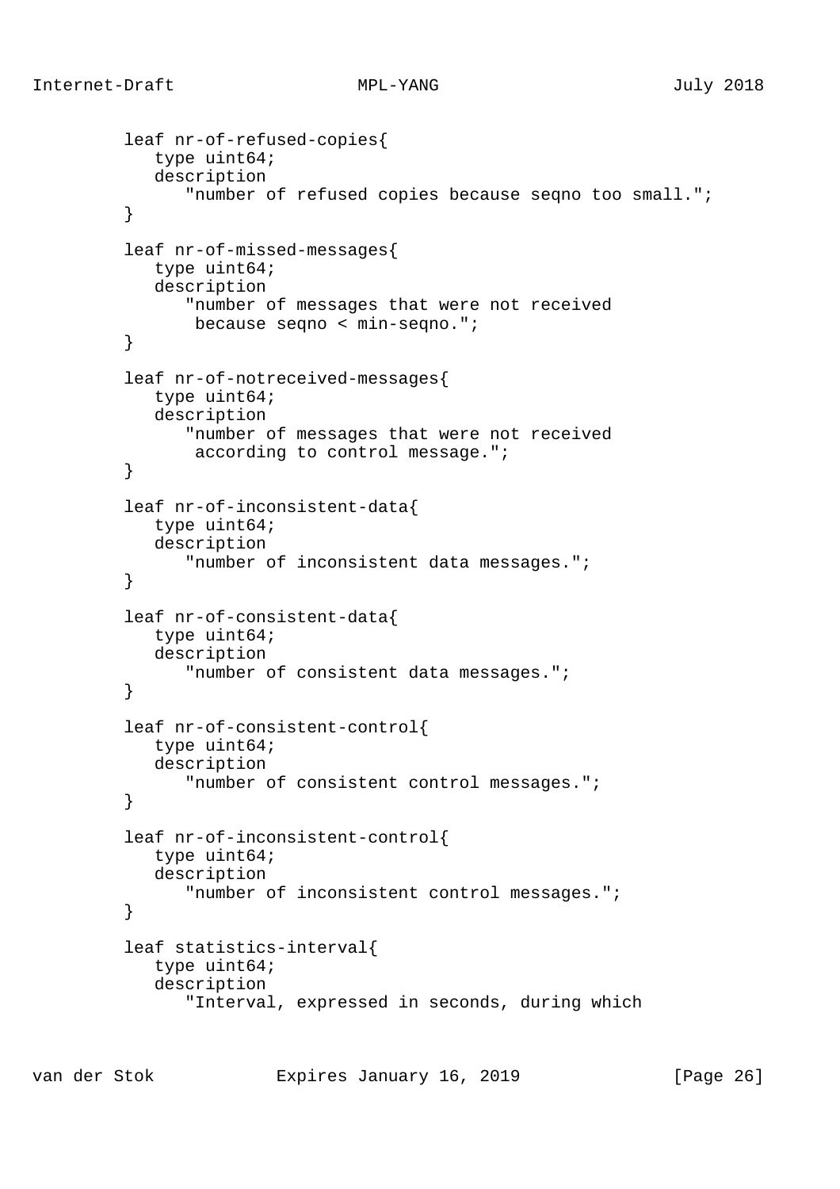```
         leaf nr-of-refused-copies{
            type uint64;
            description
               "number of refused copies because seqno too small.";
         }

         leaf nr-of-missed-messages{
            type uint64;
            description
               "number of messages that were not received
                because seqno < min-seqno.";
         }

         leaf nr-of-notreceived-messages{
            type uint64;
            description
               "number of messages that were not received
                according to control message.";
         }

         leaf nr-of-inconsistent-data{
            type uint64;
            description
               "number of inconsistent data messages.";
         }

         leaf nr-of-consistent-data{
            type uint64;
            description
               "number of consistent data messages.";
         }

         leaf nr-of-consistent-control{
            type uint64;
            description
               "number of consistent control messages.";
         }

         leaf nr-of-inconsistent-control{
            type uint64;
            description
               "number of inconsistent control messages.";
         }

         leaf statistics-interval{
            type uint64;
            description
               "Interval, expressed in seconds, during which
```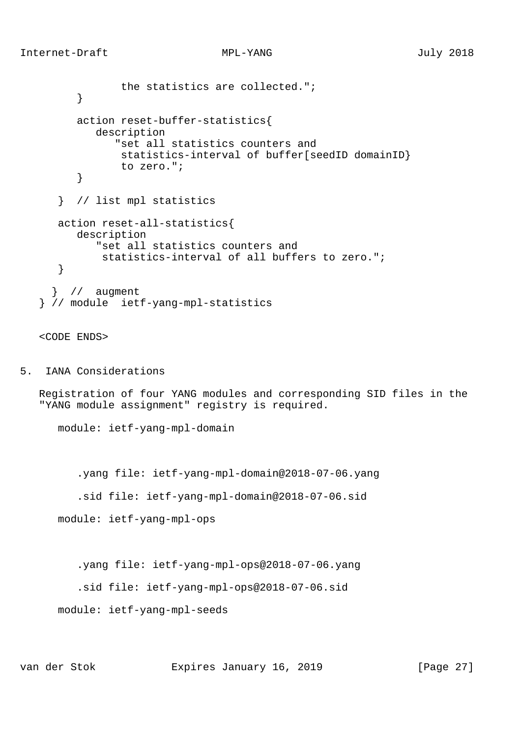```
                the statistics are collected.";
        }

        action reset-buffer-statistics{
           description
              "set all statistics counters and
               statistics-interval of buffer[seedID domainID}
               to zero.";
        }

     }  // list mpl statistics

     action reset-all-statistics{
        description
           "set all statistics counters and
            statistics-interval of all buffers to zero.";
     }

    }  //  augment
   } // module  ietf-yang-mpl-statistics


   <CODE ENDS>
```

## 5. IANA Considerations

Registration of four YANG modules and corresponding SID files in the "YANG module assignment" registry is required.

module: ietf-yang-mpl-domain

.yang file: ietf-yang-mpl-domain@2018-07-06.yang

.sid file: ietf-yang-mpl-domain@2018-07-06.sid

module: ietf-yang-mpl-ops

.yang file: ietf-yang-mpl-ops@2018-07-06.yang

.sid file: ietf-yang-mpl-ops@2018-07-06.sid

module: ietf-yang-mpl-seeds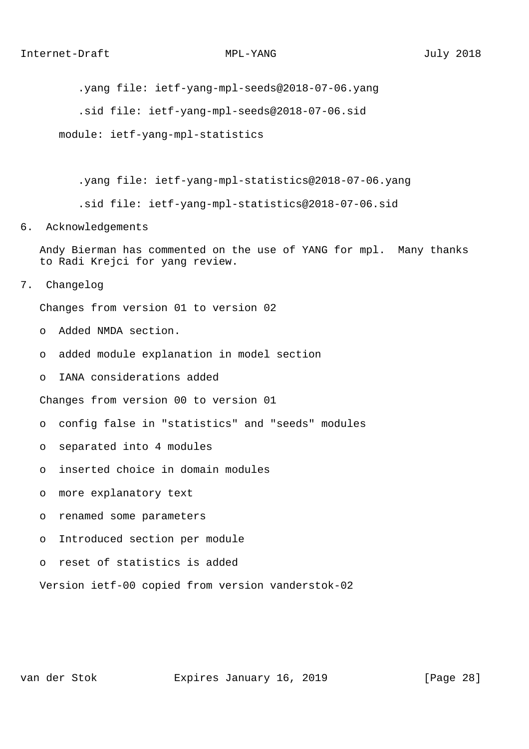.yang file: ietf-yang-mpl-seeds@2018-07-06.yang

.sid file: ietf-yang-mpl-seeds@2018-07-06.sid

module: ietf-yang-mpl-statistics

.yang file: ietf-yang-mpl-statistics@2018-07-06.yang

.sid file: ietf-yang-mpl-statistics@2018-07-06.sid

## 6. Acknowledgements

Andy Bierman has commented on the use of YANG for mpl. Many thanks to Radi Krejci for yang review.

## 7. Changelog

Changes from version 01 to version 02

- Added NMDA section.
- added module explanation in model section
- IANA considerations added

Changes from version 00 to version 01

- config false in "statistics" and "seeds" modules
- separated into 4 modules
- inserted choice in domain modules
- more explanatory text
- renamed some parameters
- Introduced section per module
- reset of statistics is added

Version ietf-00 copied from version vanderstok-02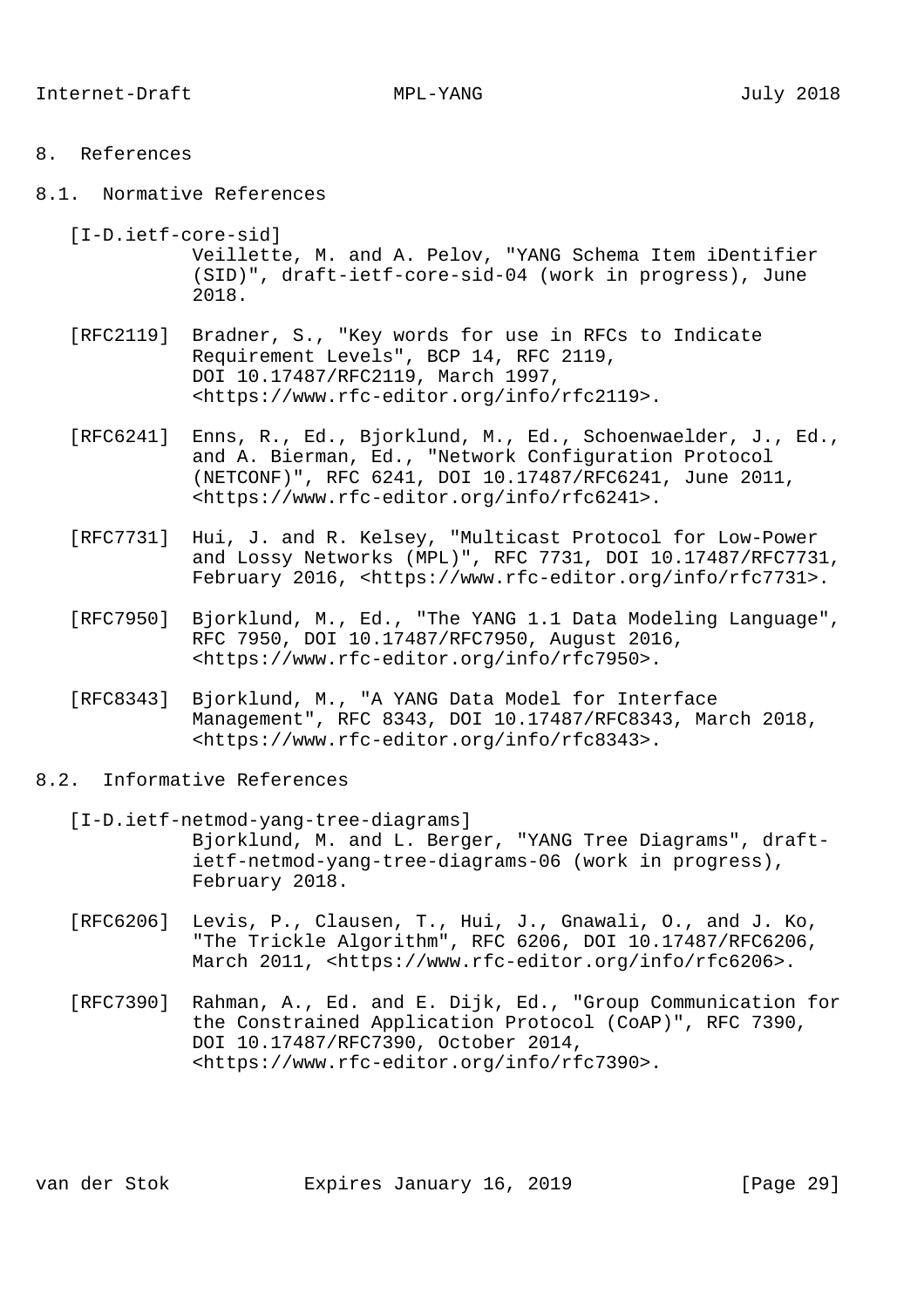# 8. References

## 8.1. Normative References

[I-D.ietf-core-sid]
Veillette, M. and A. Pelov, "YANG Schema Item iDentifier (SID)", draft-ietf-core-sid-04 (work in progress), June 2018.

[RFC2119] Bradner, S., "Key words for use in RFCs to Indicate Requirement Levels", BCP 14, RFC 2119, DOI 10.17487/RFC2119, March 1997, <https://www.rfc-editor.org/info/rfc2119>.

[RFC6241] Enns, R., Ed., Bjorklund, M., Ed., Schoenwaelder, J., Ed., and A. Bierman, Ed., "Network Configuration Protocol (NETCONF)", RFC 6241, DOI 10.17487/RFC6241, June 2011, <https://www.rfc-editor.org/info/rfc6241>.

[RFC7731] Hui, J. and R. Kelsey, "Multicast Protocol for Low-Power and Lossy Networks (MPL)", RFC 7731, DOI 10.17487/RFC7731, February 2016, <https://www.rfc-editor.org/info/rfc7731>.

[RFC7950] Bjorklund, M., Ed., "The YANG 1.1 Data Modeling Language", RFC 7950, DOI 10.17487/RFC7950, August 2016, <https://www.rfc-editor.org/info/rfc7950>.

[RFC8343] Bjorklund, M., "A YANG Data Model for Interface Management", RFC 8343, DOI 10.17487/RFC8343, March 2018, <https://www.rfc-editor.org/info/rfc8343>.

## 8.2. Informative References

[I-D.ietf-netmod-yang-tree-diagrams]
Bjorklund, M. and L. Berger, "YANG Tree Diagrams", draft-ietf-netmod-yang-tree-diagrams-06 (work in progress), February 2018.

[RFC6206] Levis, P., Clausen, T., Hui, J., Gnawali, O., and J. Ko, "The Trickle Algorithm", RFC 6206, DOI 10.17487/RFC6206, March 2011, <https://www.rfc-editor.org/info/rfc6206>.

[RFC7390] Rahman, A., Ed. and E. Dijk, Ed., "Group Communication for the Constrained Application Protocol (CoAP)", RFC 7390, DOI 10.17487/RFC7390, October 2014, <https://www.rfc-editor.org/info/rfc7390>.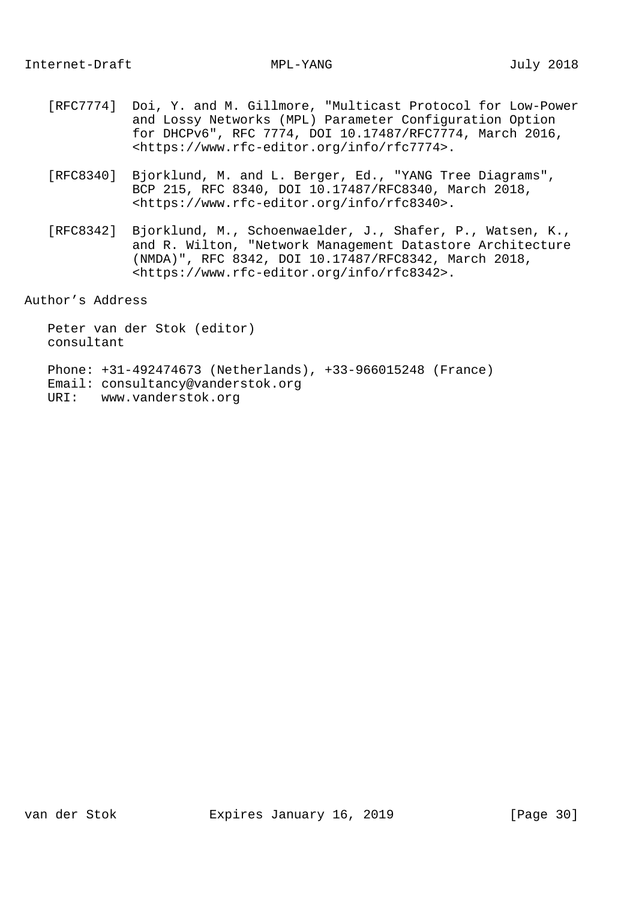[RFC7774] Doi, Y. and M. Gillmore, "Multicast Protocol for Low-Power and Lossy Networks (MPL) Parameter Configuration Option for DHCPv6", RFC 7774, DOI 10.17487/RFC7774, March 2016, <https://www.rfc-editor.org/info/rfc7774>.

[RFC8340] Bjorklund, M. and L. Berger, Ed., "YANG Tree Diagrams", BCP 215, RFC 8340, DOI 10.17487/RFC8340, March 2018, <https://www.rfc-editor.org/info/rfc8340>.

[RFC8342] Bjorklund, M., Schoenwaelder, J., Shafer, P., Watsen, K., and R. Wilton, "Network Management Datastore Architecture (NMDA)", RFC 8342, DOI 10.17487/RFC8342, March 2018, <https://www.rfc-editor.org/info/rfc8342>.

## Author's Address

Peter van der Stok (editor)
consultant

Phone: +31-492474673 (Netherlands), +33-966015248 (France)
Email: consultancy@vanderstok.org
URI: www.vanderstok.org